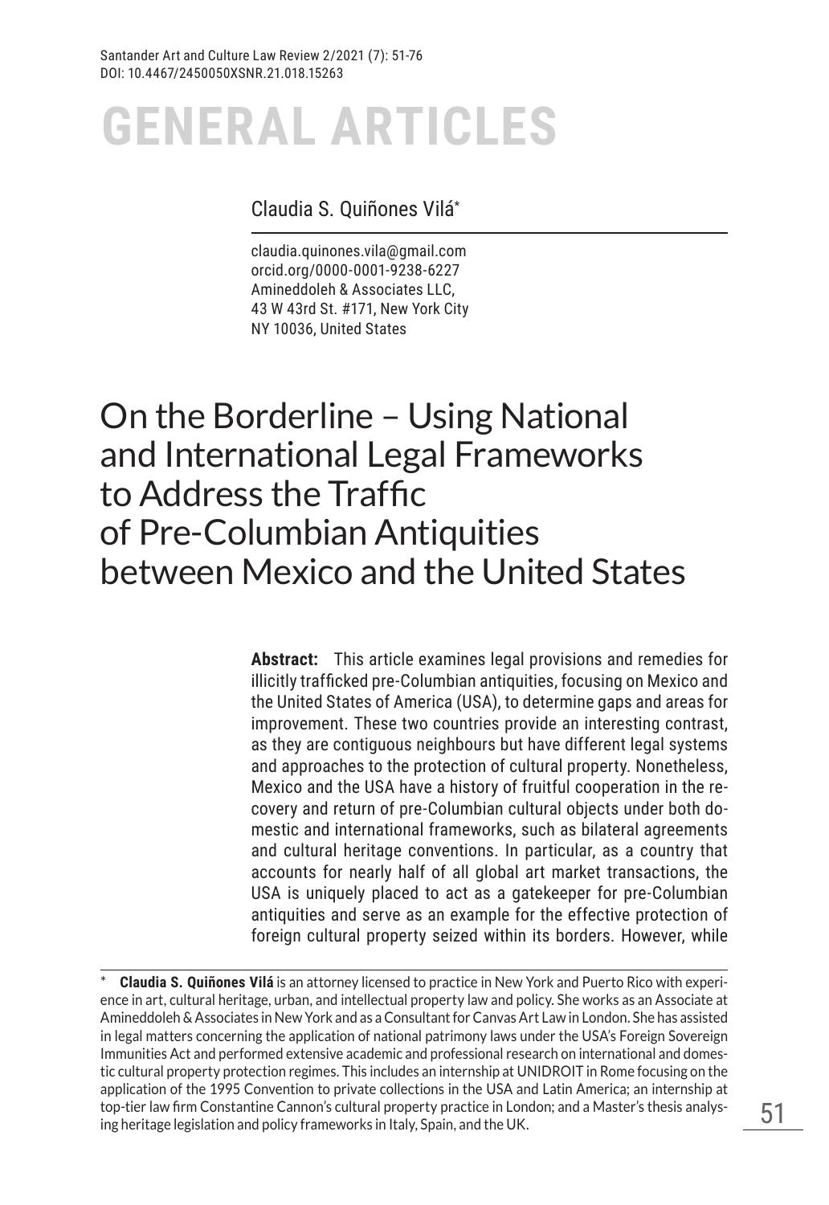# GENERAL ARTICLES

Claudia S. Quiñones Vilá*

claudia.quinones.vila@gmail.com
orcid.org/0000-0001-9238-6227
Amineddoleh & Associates LLC,
43 W 43rd St. #171, New York City
NY 10036, United States

# On the Borderline – Using National and International Legal Frameworks to Address the Traffic of Pre-Columbian Antiquities between Mexico and the United States

**Abstract:** This article examines legal provisions and remedies for illicitly trafficked pre-Columbian antiquities, focusing on Mexico and the United States of America (USA), to determine gaps and areas for improvement. These two countries provide an interesting contrast, as they are contiguous neighbours but have different legal systems and approaches to the protection of cultural property. Nonetheless, Mexico and the USA have a history of fruitful cooperation in the recovery and return of pre-Columbian cultural objects under both domestic and international frameworks, such as bilateral agreements and cultural heritage conventions. In particular, as a country that accounts for nearly half of all global art market transactions, the USA is uniquely placed to act as a gatekeeper for pre-Columbian antiquities and serve as an example for the effective protection of foreign cultural property seized within its borders. However, while

---

\* **Claudia S. Quiñones Vilá** is an attorney licensed to practice in New York and Puerto Rico with experience in art, cultural heritage, urban, and intellectual property law and policy. She works as an Associate at Amineddoleh & Associates in New York and as a Consultant for Canvas Art Law in London. She has assisted in legal matters concerning the application of national patrimony laws under the USA's Foreign Sovereign Immunities Act and performed extensive academic and professional research on international and domestic cultural property protection regimes. This includes an internship at UNIDROIT in Rome focusing on the application of the 1995 Convention to private collections in the USA and Latin America; an internship at top-tier law firm Constantine Cannon's cultural property practice in London; and a Master's thesis analysing heritage legislation and policy frameworks in Italy, Spain, and the UK.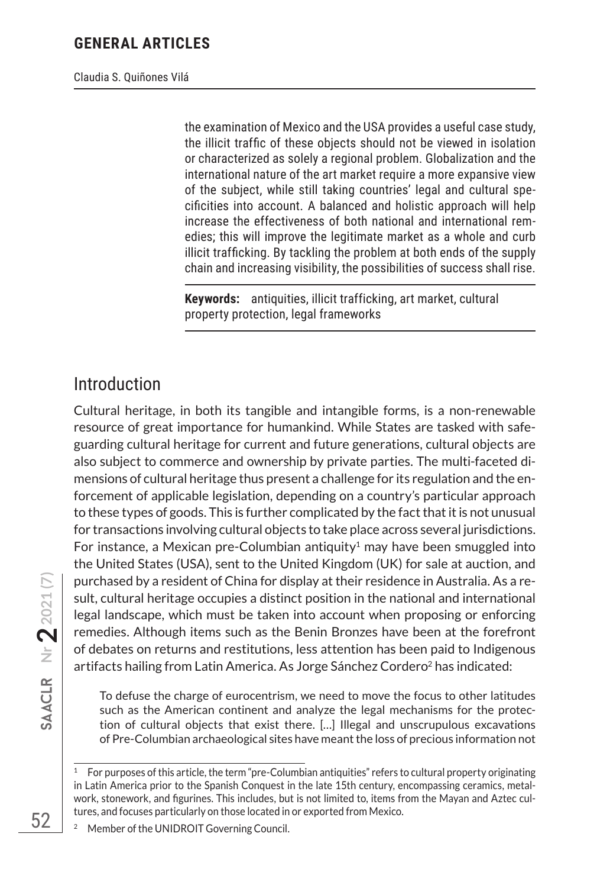the examination of Mexico and the USA provides a useful case study, the illicit traffic of these objects should not be viewed in isolation or characterized as solely a regional problem. Globalization and the international nature of the art market require a more expansive view of the subject, while still taking countries' legal and cultural specificities into account. A balanced and holistic approach will help increase the effectiveness of both national and international remedies; this will improve the legitimate market as a whole and curb illicit trafficking. By tackling the problem at both ends of the supply chain and increasing visibility, the possibilities of success shall rise.

**Keywords:** antiquities, illicit trafficking, art market, cultural property protection, legal frameworks

## Introduction

Cultural heritage, in both its tangible and intangible forms, is a non-renewable resource of great importance for humankind. While States are tasked with safeguarding cultural heritage for current and future generations, cultural objects are also subject to commerce and ownership by private parties. The multi-faceted dimensions of cultural heritage thus present a challenge for its regulation and the enforcement of applicable legislation, depending on a country's particular approach to these types of goods. This is further complicated by the fact that it is not unusual for transactions involving cultural objects to take place across several jurisdictions. For instance, a Mexican pre-Columbian antiquity[1] may have been smuggled into the United States (USA), sent to the United Kingdom (UK) for sale at auction, and purchased by a resident of China for display at their residence in Australia. As a result, cultural heritage occupies a distinct position in the national and international legal landscape, which must be taken into account when proposing or enforcing remedies. Although items such as the Benin Bronzes have been at the forefront of debates on returns and restitutions, less attention has been paid to Indigenous artifacts hailing from Latin America. As Jorge Sánchez Cordero[2] has indicated:

> To defuse the charge of eurocentrism, we need to move the focus to other latitudes such as the American continent and analyze the legal mechanisms for the protection of cultural objects that exist there. […] Illegal and unscrupulous excavations of Pre-Columbian archaeological sites have meant the loss of precious information not

---

[1] For purposes of this article, the term "pre-Columbian antiquities" refers to cultural property originating in Latin America prior to the Spanish Conquest in the late 15th century, encompassing ceramics, metalwork, stonework, and figurines. This includes, but is not limited to, items from the Mayan and Aztec cultures, and focuses particularly on those located in or exported from Mexico.

[2] Member of the UNIDROIT Governing Council.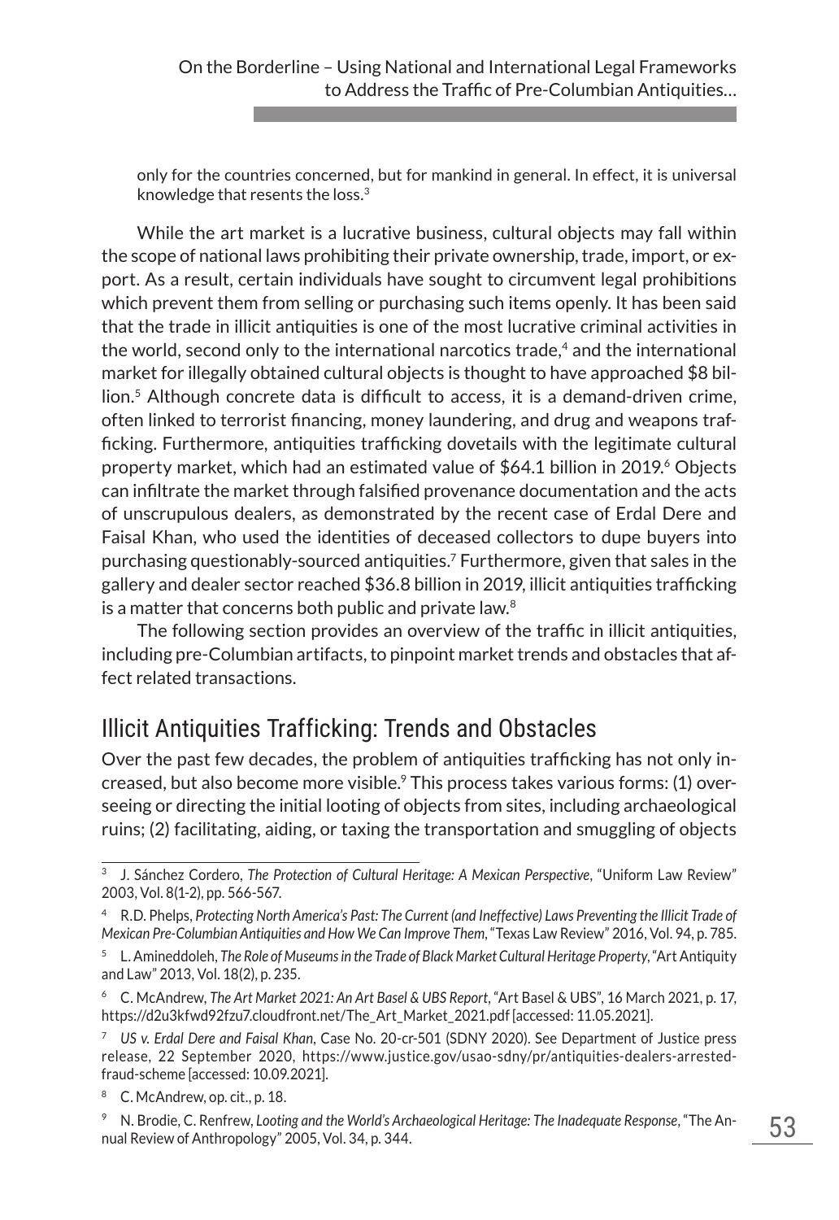only for the countries concerned, but for mankind in general. In effect, it is universal knowledge that resents the loss.[3]

While the art market is a lucrative business, cultural objects may fall within the scope of national laws prohibiting their private ownership, trade, import, or export. As a result, certain individuals have sought to circumvent legal prohibitions which prevent them from selling or purchasing such items openly. It has been said that the trade in illicit antiquities is one of the most lucrative criminal activities in the world, second only to the international narcotics trade,[4] and the international market for illegally obtained cultural objects is thought to have approached $8 billion.[5] Although concrete data is difficult to access, it is a demand-driven crime, often linked to terrorist financing, money laundering, and drug and weapons trafficking. Furthermore, antiquities trafficking dovetails with the legitimate cultural property market, which had an estimated value of $64.1 billion in 2019.[6] Objects can infiltrate the market through falsified provenance documentation and the acts of unscrupulous dealers, as demonstrated by the recent case of Erdal Dere and Faisal Khan, who used the identities of deceased collectors to dupe buyers into purchasing questionably-sourced antiquities.[7] Furthermore, given that sales in the gallery and dealer sector reached $36.8 billion in 2019, illicit antiquities trafficking is a matter that concerns both public and private law.[8]

The following section provides an overview of the traffic in illicit antiquities, including pre-Columbian artifacts, to pinpoint market trends and obstacles that affect related transactions.

## Illicit Antiquities Trafficking: Trends and Obstacles

Over the past few decades, the problem of antiquities trafficking has not only increased, but also become more visible.[9] This process takes various forms: (1) overseeing or directing the initial looting of objects from sites, including archaeological ruins; (2) facilitating, aiding, or taxing the transportation and smuggling of objects

---

[3] J. Sánchez Cordero, *The Protection of Cultural Heritage: A Mexican Perspective*, "Uniform Law Review" 2003, Vol. 8(1-2), pp. 566-567.

[4] R.D. Phelps, *Protecting North America's Past: The Current (and Ineffective) Laws Preventing the Illicit Trade of Mexican Pre-Columbian Antiquities and How We Can Improve Them*, "Texas Law Review" 2016, Vol. 94, p. 785.

[5] L. Amineddoleh, *The Role of Museums in the Trade of Black Market Cultural Heritage Property*, "Art Antiquity and Law" 2013, Vol. 18(2), p. 235.

[6] C. McAndrew, *The Art Market 2021: An Art Basel & UBS Report*, "Art Basel & UBS", 16 March 2021, p. 17, https://d2u3kfwd92fzu7.cloudfront.net/The_Art_Market_2021.pdf [accessed: 11.05.2021].

[7] *US v. Erdal Dere and Faisal Khan*, Case No. 20-cr-501 (SDNY 2020). See Department of Justice press release, 22 September 2020, https://www.justice.gov/usao-sdny/pr/antiquities-dealers-arrested-fraud-scheme [accessed: 10.09.2021].

[8] C. McAndrew, op. cit., p. 18.

[9] N. Brodie, C. Renfrew, *Looting and the World's Archaeological Heritage: The Inadequate Response*, "The Annual Review of Anthropology" 2005, Vol. 34, p. 344.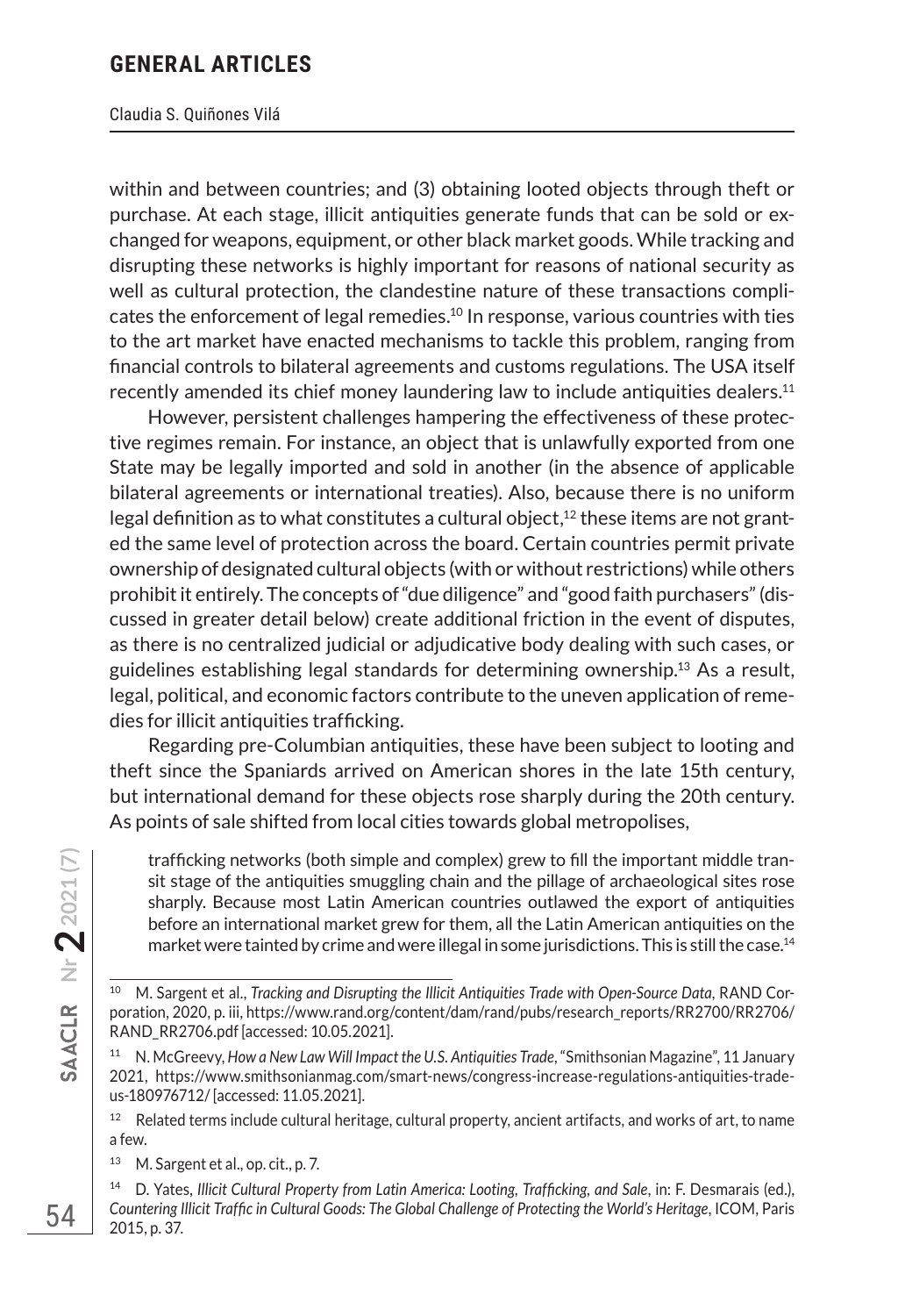within and between countries; and (3) obtaining looted objects through theft or purchase. At each stage, illicit antiquities generate funds that can be sold or exchanged for weapons, equipment, or other black market goods. While tracking and disrupting these networks is highly important for reasons of national security as well as cultural protection, the clandestine nature of these transactions complicates the enforcement of legal remedies.[10] In response, various countries with ties to the art market have enacted mechanisms to tackle this problem, ranging from financial controls to bilateral agreements and customs regulations. The USA itself recently amended its chief money laundering law to include antiquities dealers.[11]

However, persistent challenges hampering the effectiveness of these protective regimes remain. For instance, an object that is unlawfully exported from one State may be legally imported and sold in another (in the absence of applicable bilateral agreements or international treaties). Also, because there is no uniform legal definition as to what constitutes a cultural object,[12] these items are not granted the same level of protection across the board. Certain countries permit private ownership of designated cultural objects (with or without restrictions) while others prohibit it entirely. The concepts of "due diligence" and "good faith purchasers" (discussed in greater detail below) create additional friction in the event of disputes, as there is no centralized judicial or adjudicative body dealing with such cases, or guidelines establishing legal standards for determining ownership.[13] As a result, legal, political, and economic factors contribute to the uneven application of remedies for illicit antiquities trafficking.

Regarding pre-Columbian antiquities, these have been subject to looting and theft since the Spaniards arrived on American shores in the late 15th century, but international demand for these objects rose sharply during the 20th century. As points of sale shifted from local cities towards global metropolises,

> trafficking networks (both simple and complex) grew to fill the important middle transit stage of the antiquities smuggling chain and the pillage of archaeological sites rose sharply. Because most Latin American countries outlawed the export of antiquities before an international market grew for them, all the Latin American antiquities on the market were tainted by crime and were illegal in some jurisdictions. This is still the case.[14]

---

[10] M. Sargent et al., *Tracking and Disrupting the Illicit Antiquities Trade with Open-Source Data*, RAND Corporation, 2020, p. iii, https://www.rand.org/content/dam/rand/pubs/research_reports/RR2700/RR2706/RAND_RR2706.pdf [accessed: 10.05.2021].

[11] N. McGreevy, *How a New Law Will Impact the U.S. Antiquities Trade*, "Smithsonian Magazine", 11 January 2021, https://www.smithsonianmag.com/smart-news/congress-increase-regulations-antiquities-trade-us-180976712/ [accessed: 11.05.2021].

[12] Related terms include cultural heritage, cultural property, ancient artifacts, and works of art, to name a few.

[13] M. Sargent et al., op. cit., p. 7.

[14] D. Yates, *Illicit Cultural Property from Latin America: Looting, Trafficking, and Sale*, in: F. Desmarais (ed.), *Countering Illicit Traffic in Cultural Goods: The Global Challenge of Protecting the World's Heritage*, ICOM, Paris 2015, p. 37.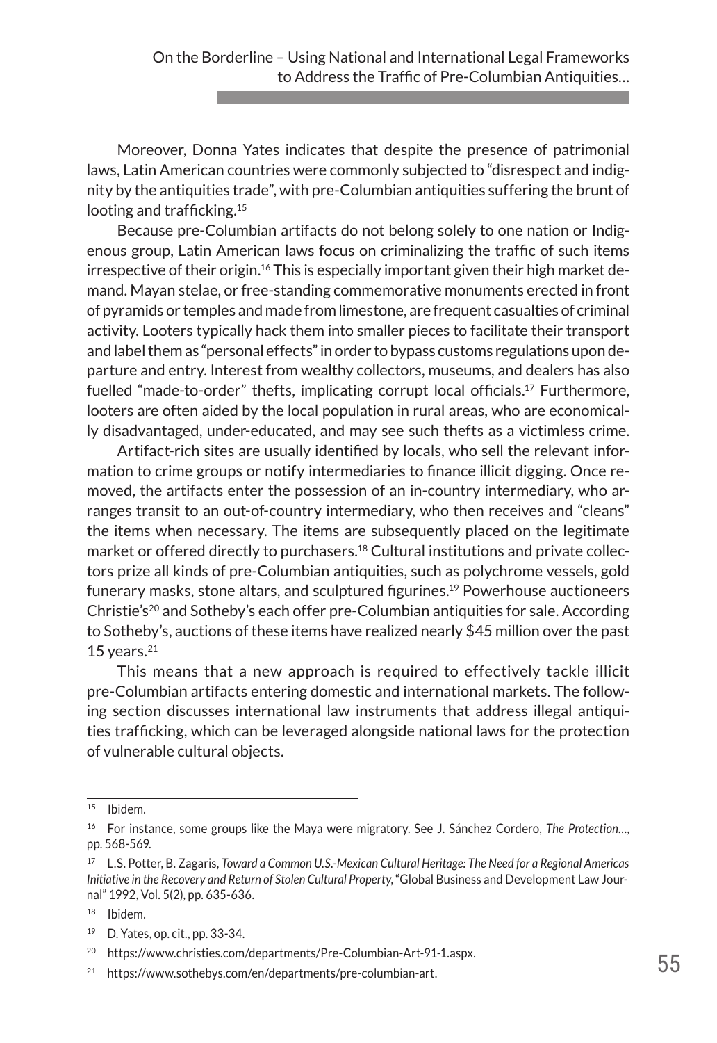Moreover, Donna Yates indicates that despite the presence of patrimonial laws, Latin American countries were commonly subjected to "disrespect and indignity by the antiquities trade", with pre-Columbian antiquities suffering the brunt of looting and trafficking.[15]

Because pre-Columbian artifacts do not belong solely to one nation or Indigenous group, Latin American laws focus on criminalizing the traffic of such items irrespective of their origin.[16] This is especially important given their high market demand. Mayan stelae, or free-standing commemorative monuments erected in front of pyramids or temples and made from limestone, are frequent casualties of criminal activity. Looters typically hack them into smaller pieces to facilitate their transport and label them as "personal effects" in order to bypass customs regulations upon departure and entry. Interest from wealthy collectors, museums, and dealers has also fuelled "made-to-order" thefts, implicating corrupt local officials.[17] Furthermore, looters are often aided by the local population in rural areas, who are economically disadvantaged, under-educated, and may see such thefts as a victimless crime.

Artifact-rich sites are usually identified by locals, who sell the relevant information to crime groups or notify intermediaries to finance illicit digging. Once removed, the artifacts enter the possession of an in-country intermediary, who arranges transit to an out-of-country intermediary, who then receives and "cleans" the items when necessary. The items are subsequently placed on the legitimate market or offered directly to purchasers.[18] Cultural institutions and private collectors prize all kinds of pre-Columbian antiquities, such as polychrome vessels, gold funerary masks, stone altars, and sculptured figurines.[19] Powerhouse auctioneers Christie's[20] and Sotheby's each offer pre-Columbian antiquities for sale. According to Sotheby's, auctions of these items have realized nearly $45 million over the past 15 years.[21]

This means that a new approach is required to effectively tackle illicit pre-Columbian artifacts entering domestic and international markets. The following section discusses international law instruments that address illegal antiquities trafficking, which can be leveraged alongside national laws for the protection of vulnerable cultural objects.

---

[15] Ibidem.

[16] For instance, some groups like the Maya were migratory. See J. Sánchez Cordero, *The Protection…*, pp. 568-569.

[17] L.S. Potter, B. Zagaris, *Toward a Common U.S.-Mexican Cultural Heritage: The Need for a Regional Americas Initiative in the Recovery and Return of Stolen Cultural Property*, "Global Business and Development Law Journal" 1992, Vol. 5(2), pp. 635-636.

[18] Ibidem.

[19] D. Yates, op. cit., pp. 33-34.

[20] https://www.christies.com/departments/Pre-Columbian-Art-91-1.aspx.

[21] https://www.sothebys.com/en/departments/pre-columbian-art.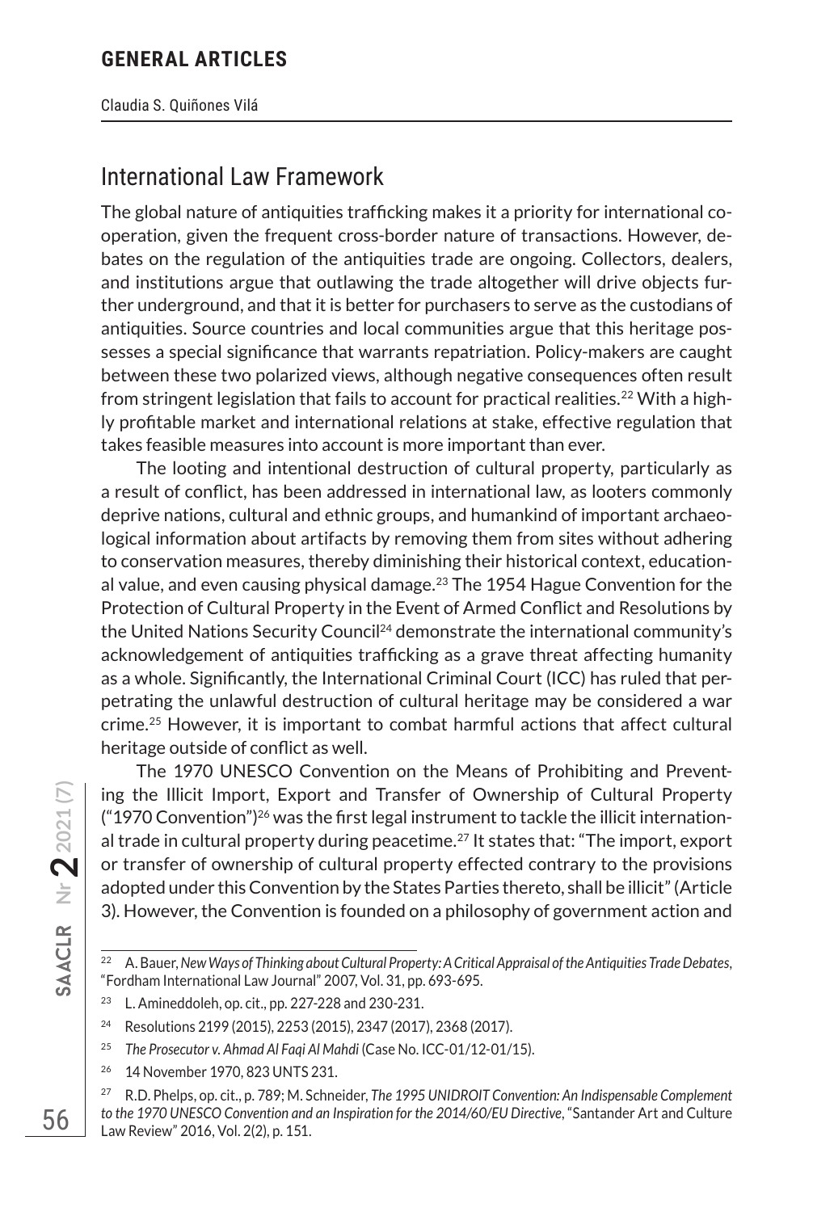## International Law Framework

The global nature of antiquities trafficking makes it a priority for international cooperation, given the frequent cross-border nature of transactions. However, debates on the regulation of the antiquities trade are ongoing. Collectors, dealers, and institutions argue that outlawing the trade altogether will drive objects further underground, and that it is better for purchasers to serve as the custodians of antiquities. Source countries and local communities argue that this heritage possesses a special significance that warrants repatriation. Policy-makers are caught between these two polarized views, although negative consequences often result from stringent legislation that fails to account for practical realities.[22] With a highly profitable market and international relations at stake, effective regulation that takes feasible measures into account is more important than ever.

The looting and intentional destruction of cultural property, particularly as a result of conflict, has been addressed in international law, as looters commonly deprive nations, cultural and ethnic groups, and humankind of important archaeological information about artifacts by removing them from sites without adhering to conservation measures, thereby diminishing their historical context, educational value, and even causing physical damage.[23] The 1954 Hague Convention for the Protection of Cultural Property in the Event of Armed Conflict and Resolutions by the United Nations Security Council[24] demonstrate the international community's acknowledgement of antiquities trafficking as a grave threat affecting humanity as a whole. Significantly, the International Criminal Court (ICC) has ruled that perpetrating the unlawful destruction of cultural heritage may be considered a war crime.[25] However, it is important to combat harmful actions that affect cultural heritage outside of conflict as well.

The 1970 UNESCO Convention on the Means of Prohibiting and Preventing the Illicit Import, Export and Transfer of Ownership of Cultural Property ("1970 Convention")[26] was the first legal instrument to tackle the illicit international trade in cultural property during peacetime.[27] It states that: "The import, export or transfer of ownership of cultural property effected contrary to the provisions adopted under this Convention by the States Parties thereto, shall be illicit" (Article 3). However, the Convention is founded on a philosophy of government action and

---

[22] A. Bauer, *New Ways of Thinking about Cultural Property: A Critical Appraisal of the Antiquities Trade Debates*, "Fordham International Law Journal" 2007, Vol. 31, pp. 693-695.

[23] L. Amineddoleh, op. cit., pp. 227-228 and 230-231.

[24] Resolutions 2199 (2015), 2253 (2015), 2347 (2017), 2368 (2017).

[25] *The Prosecutor v. Ahmad Al Faqi Al Mahdi* (Case No. ICC-01/12-01/15).

[26] 14 November 1970, 823 UNTS 231.

[27] R.D. Phelps, op. cit., p. 789; M. Schneider, *The 1995 UNIDROIT Convention: An Indispensable Complement to the 1970 UNESCO Convention and an Inspiration for the 2014/60/EU Directive*, "Santander Art and Culture Law Review" 2016, Vol. 2(2), p. 151.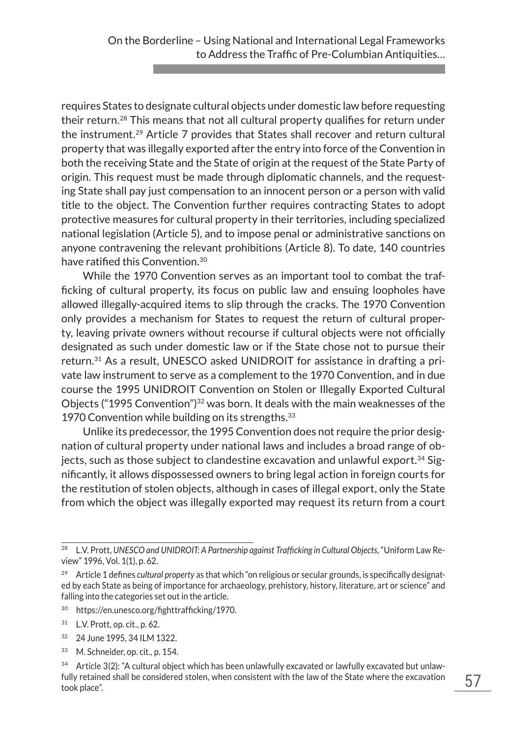requires States to designate cultural objects under domestic law before requesting their return.[28] This means that not all cultural property qualifies for return under the instrument.[29] Article 7 provides that States shall recover and return cultural property that was illegally exported after the entry into force of the Convention in both the receiving State and the State of origin at the request of the State Party of origin. This request must be made through diplomatic channels, and the requesting State shall pay just compensation to an innocent person or a person with valid title to the object. The Convention further requires contracting States to adopt protective measures for cultural property in their territories, including specialized national legislation (Article 5), and to impose penal or administrative sanctions on anyone contravening the relevant prohibitions (Article 8). To date, 140 countries have ratified this Convention.[30]

While the 1970 Convention serves as an important tool to combat the trafficking of cultural property, its focus on public law and ensuing loopholes have allowed illegally-acquired items to slip through the cracks. The 1970 Convention only provides a mechanism for States to request the return of cultural property, leaving private owners without recourse if cultural objects were not officially designated as such under domestic law or if the State chose not to pursue their return.[31] As a result, UNESCO asked UNIDROIT for assistance in drafting a private law instrument to serve as a complement to the 1970 Convention, and in due course the 1995 UNIDROIT Convention on Stolen or Illegally Exported Cultural Objects ("1995 Convention")[32] was born. It deals with the main weaknesses of the 1970 Convention while building on its strengths.[33]

Unlike its predecessor, the 1995 Convention does not require the prior designation of cultural property under national laws and includes a broad range of objects, such as those subject to clandestine excavation and unlawful export.[34] Significantly, it allows dispossessed owners to bring legal action in foreign courts for the restitution of stolen objects, although in cases of illegal export, only the State from which the object was illegally exported may request its return from a court

---

[28] L.V. Prott, *UNESCO and UNIDROIT: A Partnership against Trafficking in Cultural Objects*, "Uniform Law Review" 1996, Vol. 1(1), p. 62.

[29] Article 1 defines *cultural property* as that which "on religious or secular grounds, is specifically designated by each State as being of importance for archaeology, prehistory, history, literature, art or science" and falling into the categories set out in the article.

[30] https://en.unesco.org/fighttrafficking/1970.

[31] L.V. Prott, op. cit., p. 62.

[32] 24 June 1995, 34 ILM 1322.

[33] M. Schneider, op. cit., p. 154.

[34] Article 3(2): "A cultural object which has been unlawfully excavated or lawfully excavated but unlawfully retained shall be considered stolen, when consistent with the law of the State where the excavation took place".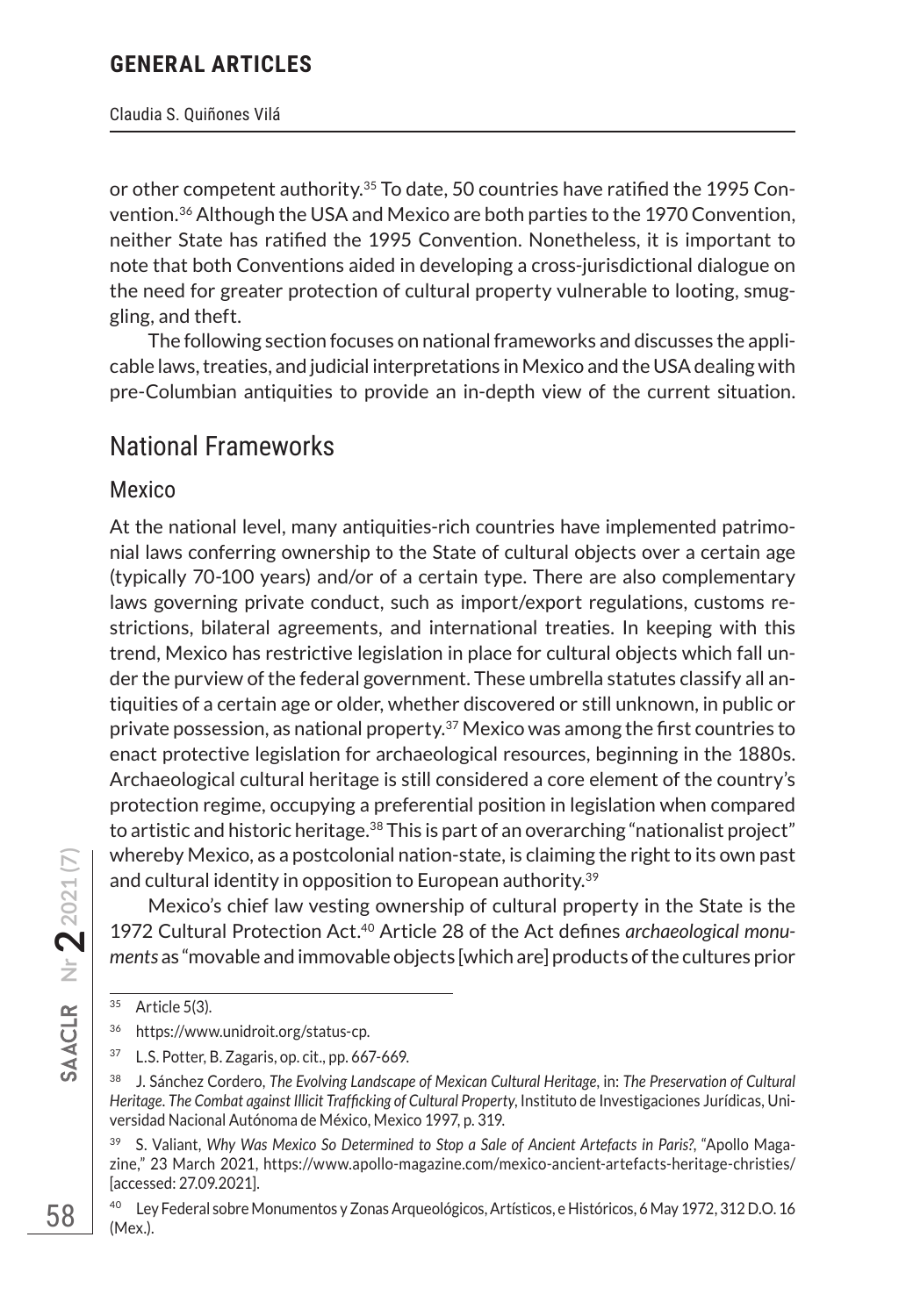or other competent authority.[35] To date, 50 countries have ratified the 1995 Convention.[36] Although the USA and Mexico are both parties to the 1970 Convention, neither State has ratified the 1995 Convention. Nonetheless, it is important to note that both Conventions aided in developing a cross-jurisdictional dialogue on the need for greater protection of cultural property vulnerable to looting, smuggling, and theft.

The following section focuses on national frameworks and discusses the applicable laws, treaties, and judicial interpretations in Mexico and the USA dealing with pre-Columbian antiquities to provide an in-depth view of the current situation.

## National Frameworks

### Mexico

At the national level, many antiquities-rich countries have implemented patrimonial laws conferring ownership to the State of cultural objects over a certain age (typically 70-100 years) and/or of a certain type. There are also complementary laws governing private conduct, such as import/export regulations, customs restrictions, bilateral agreements, and international treaties. In keeping with this trend, Mexico has restrictive legislation in place for cultural objects which fall under the purview of the federal government. These umbrella statutes classify all antiquities of a certain age or older, whether discovered or still unknown, in public or private possession, as national property.[37] Mexico was among the first countries to enact protective legislation for archaeological resources, beginning in the 1880s. Archaeological cultural heritage is still considered a core element of the country's protection regime, occupying a preferential position in legislation when compared to artistic and historic heritage.[38] This is part of an overarching "nationalist project" whereby Mexico, as a postcolonial nation-state, is claiming the right to its own past and cultural identity in opposition to European authority.[39]

Mexico's chief law vesting ownership of cultural property in the State is the 1972 Cultural Protection Act.[40] Article 28 of the Act defines *archaeological monuments* as "movable and immovable objects [which are] products of the cultures prior

---

[35] Article 5(3).

[36] https://www.unidroit.org/status-cp.

[37] L.S. Potter, B. Zagaris, op. cit., pp. 667-669.

[38] J. Sánchez Cordero, *The Evolving Landscape of Mexican Cultural Heritage*, in: *The Preservation of Cultural Heritage. The Combat against Illicit Trafficking of Cultural Property*, Instituto de Investigaciones Jurídicas, Universidad Nacional Autónoma de México, Mexico 1997, p. 319.

[39] S. Valiant, *Why Was Mexico So Determined to Stop a Sale of Ancient Artefacts in Paris?*, "Apollo Magazine," 23 March 2021, https://www.apollo-magazine.com/mexico-ancient-artefacts-heritage-christies/ [accessed: 27.09.2021].

[40] Ley Federal sobre Monumentos y Zonas Arqueológicos, Artísticos, e Históricos, 6 May 1972, 312 D.O. 16 (Mex.).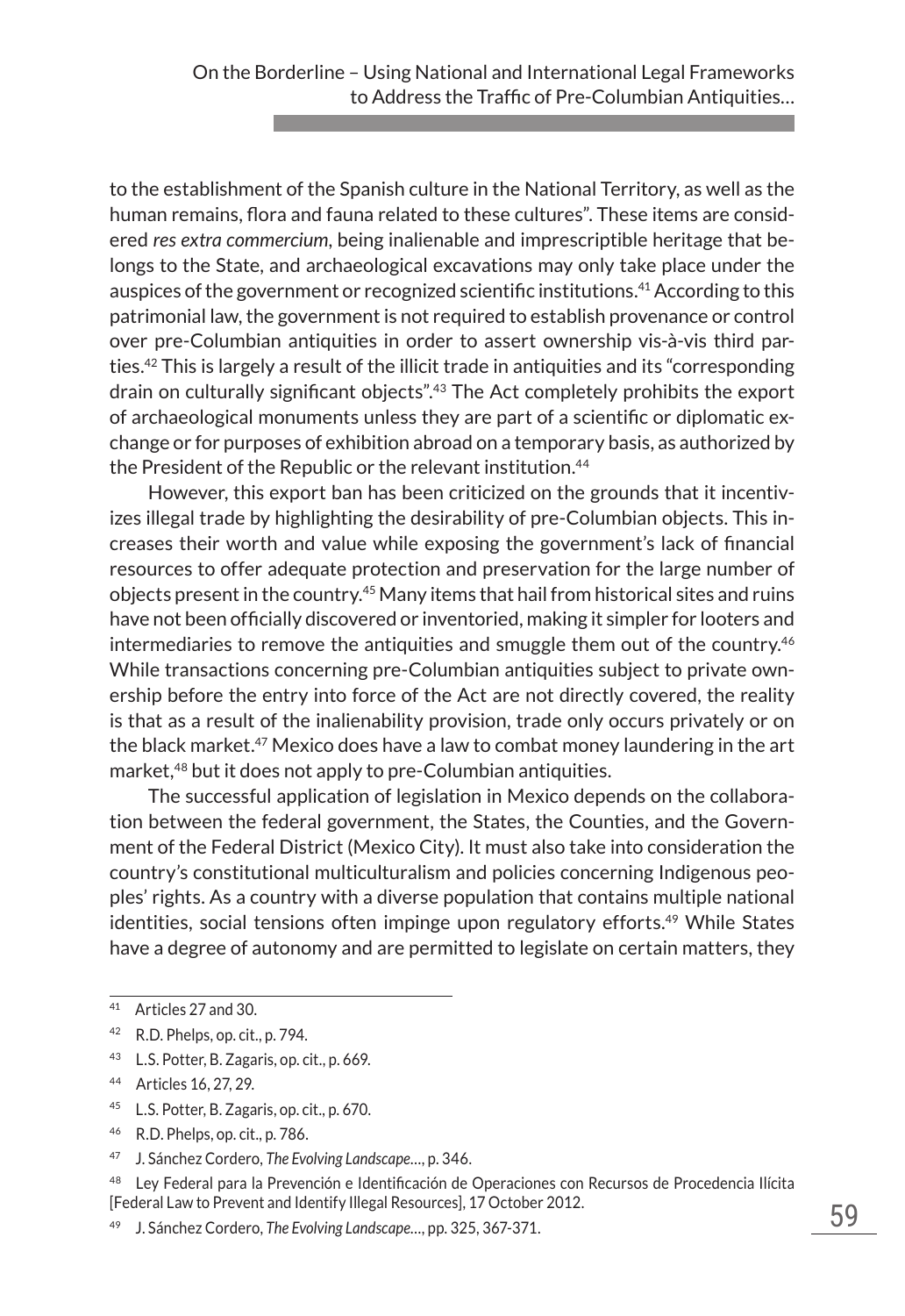to the establishment of the Spanish culture in the National Territory, as well as the human remains, flora and fauna related to these cultures". These items are considered *res extra commercium*, being inalienable and imprescriptible heritage that belongs to the State, and archaeological excavations may only take place under the auspices of the government or recognized scientific institutions.[41] According to this patrimonial law, the government is not required to establish provenance or control over pre-Columbian antiquities in order to assert ownership vis-à-vis third parties.[42] This is largely a result of the illicit trade in antiquities and its "corresponding drain on culturally significant objects".[43] The Act completely prohibits the export of archaeological monuments unless they are part of a scientific or diplomatic exchange or for purposes of exhibition abroad on a temporary basis, as authorized by the President of the Republic or the relevant institution.[44]

However, this export ban has been criticized on the grounds that it incentivizes illegal trade by highlighting the desirability of pre-Columbian objects. This increases their worth and value while exposing the government's lack of financial resources to offer adequate protection and preservation for the large number of objects present in the country.[45] Many items that hail from historical sites and ruins have not been officially discovered or inventoried, making it simpler for looters and intermediaries to remove the antiquities and smuggle them out of the country.[46] While transactions concerning pre-Columbian antiquities subject to private ownership before the entry into force of the Act are not directly covered, the reality is that as a result of the inalienability provision, trade only occurs privately or on the black market.[47] Mexico does have a law to combat money laundering in the art market,[48] but it does not apply to pre-Columbian antiquities.

The successful application of legislation in Mexico depends on the collaboration between the federal government, the States, the Counties, and the Government of the Federal District (Mexico City). It must also take into consideration the country's constitutional multiculturalism and policies concerning Indigenous peoples' rights. As a country with a diverse population that contains multiple national identities, social tensions often impinge upon regulatory efforts.[49] While States have a degree of autonomy and are permitted to legislate on certain matters, they

---

[41] Articles 27 and 30.

[42] R.D. Phelps, op. cit., p. 794.

[43] L.S. Potter, B. Zagaris, op. cit., p. 669.

[44] Articles 16, 27, 29.

[45] L.S. Potter, B. Zagaris, op. cit., p. 670.

[46] R.D. Phelps, op. cit., p. 786.

[47] J. Sánchez Cordero, *The Evolving Landscape…*, p. 346.

[48] Ley Federal para la Prevención e Identificación de Operaciones con Recursos de Procedencia Ilícita [Federal Law to Prevent and Identify Illegal Resources], 17 October 2012.

[49] J. Sánchez Cordero, *The Evolving Landscape…*, pp. 325, 367-371.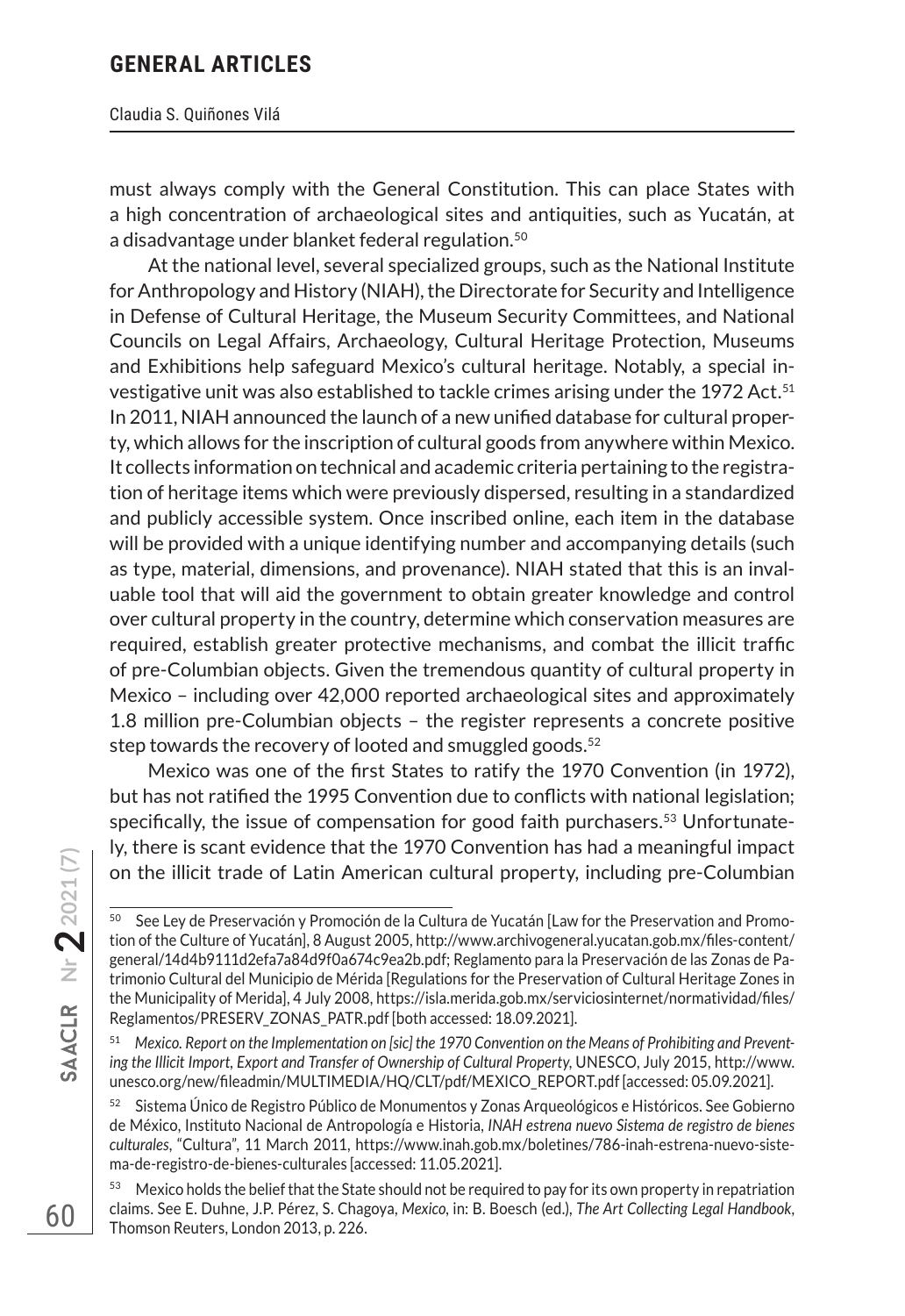must always comply with the General Constitution. This can place States with a high concentration of archaeological sites and antiquities, such as Yucatán, at a disadvantage under blanket federal regulation.[50]

At the national level, several specialized groups, such as the National Institute for Anthropology and History (NIAH), the Directorate for Security and Intelligence in Defense of Cultural Heritage, the Museum Security Committees, and National Councils on Legal Affairs, Archaeology, Cultural Heritage Protection, Museums and Exhibitions help safeguard Mexico's cultural heritage. Notably, a special investigative unit was also established to tackle crimes arising under the 1972 Act.[51] In 2011, NIAH announced the launch of a new unified database for cultural property, which allows for the inscription of cultural goods from anywhere within Mexico. It collects information on technical and academic criteria pertaining to the registration of heritage items which were previously dispersed, resulting in a standardized and publicly accessible system. Once inscribed online, each item in the database will be provided with a unique identifying number and accompanying details (such as type, material, dimensions, and provenance). NIAH stated that this is an invaluable tool that will aid the government to obtain greater knowledge and control over cultural property in the country, determine which conservation measures are required, establish greater protective mechanisms, and combat the illicit traffic of pre-Columbian objects. Given the tremendous quantity of cultural property in Mexico – including over 42,000 reported archaeological sites and approximately 1.8 million pre-Columbian objects – the register represents a concrete positive step towards the recovery of looted and smuggled goods.[52]

Mexico was one of the first States to ratify the 1970 Convention (in 1972), but has not ratified the 1995 Convention due to conflicts with national legislation; specifically, the issue of compensation for good faith purchasers.[53] Unfortunately, there is scant evidence that the 1970 Convention has had a meaningful impact on the illicit trade of Latin American cultural property, including pre-Columbian

---

[50] See Ley de Preservación y Promoción de la Cultura de Yucatán [Law for the Preservation and Promotion of the Culture of Yucatán], 8 August 2005, http://www.archivogeneral.yucatan.gob.mx/files-content/general/14d4b9111d2efa7a84d9f0a674c9ea2b.pdf; Reglamento para la Preservación de las Zonas de Patrimonio Cultural del Municipio de Mérida [Regulations for the Preservation of Cultural Heritage Zones in the Municipality of Merida], 4 July 2008, https://isla.merida.gob.mx/serviciosinternet/normatividad/files/Reglamentos/PRESERV_ZONAS_PATR.pdf [both accessed: 18.09.2021].

[51] *Mexico. Report on the Implementation on [sic] the 1970 Convention on the Means of Prohibiting and Preventing the Illicit Import, Export and Transfer of Ownership of Cultural Property*, UNESCO, July 2015, http://www.unesco.org/new/fileadmin/MULTIMEDIA/HQ/CLT/pdf/MEXICO_REPORT.pdf [accessed: 05.09.2021].

[52] Sistema Único de Registro Público de Monumentos y Zonas Arqueológicos e Históricos. See Gobierno de México, Instituto Nacional de Antropología e Historia, *INAH estrena nuevo Sistema de registro de bienes culturales*, "Cultura", 11 March 2011, https://www.inah.gob.mx/boletines/786-inah-estrena-nuevo-sistema-de-registro-de-bienes-culturales [accessed: 11.05.2021].

[53] Mexico holds the belief that the State should not be required to pay for its own property in repatriation claims. See E. Duhne, J.P. Pérez, S. Chagoya, *Mexico*, in: B. Boesch (ed.), *The Art Collecting Legal Handbook*, Thomson Reuters, London 2013, p. 226.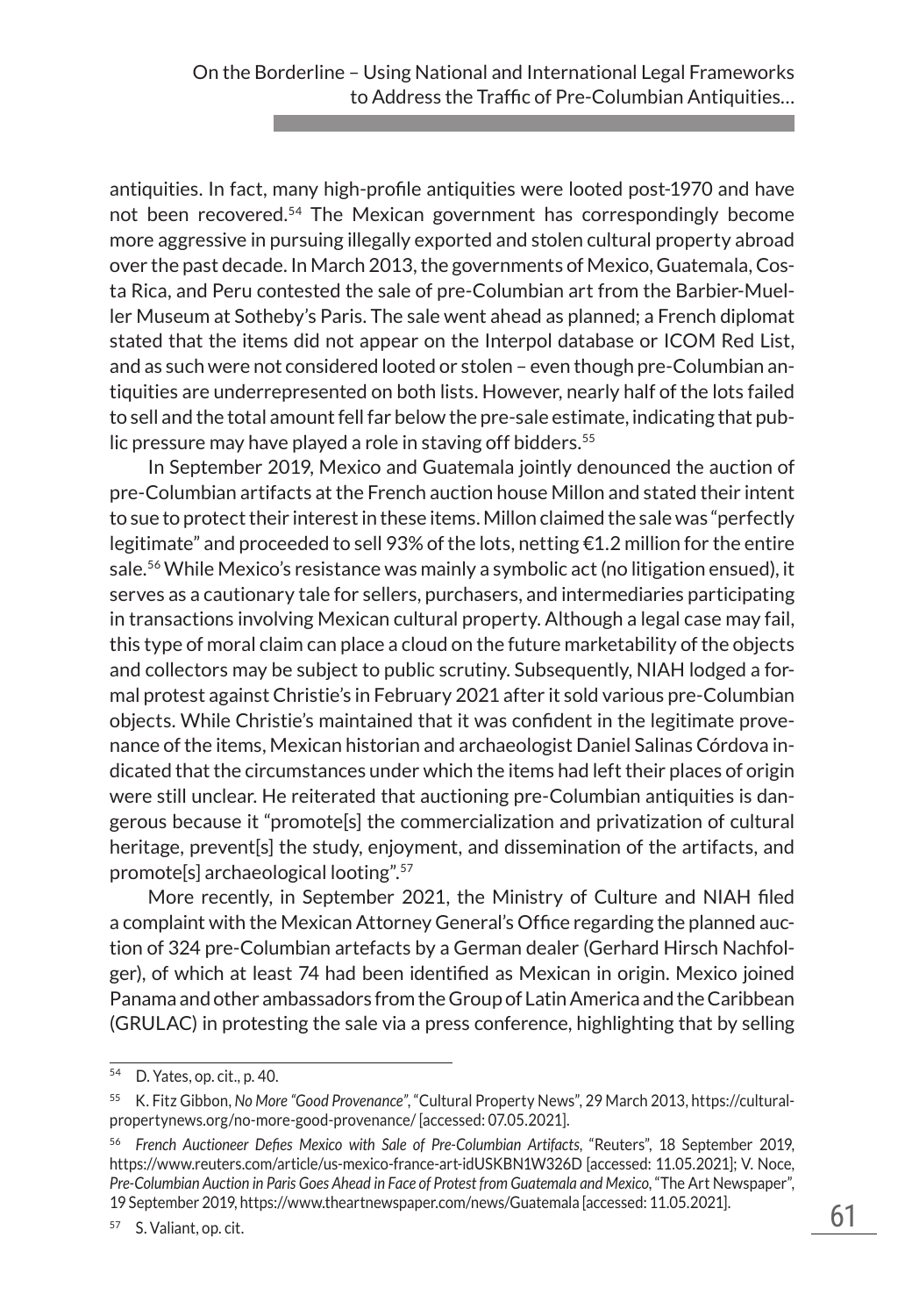antiquities. In fact, many high-profile antiquities were looted post-1970 and have not been recovered.[54] The Mexican government has correspondingly become more aggressive in pursuing illegally exported and stolen cultural property abroad over the past decade. In March 2013, the governments of Mexico, Guatemala, Costa Rica, and Peru contested the sale of pre-Columbian art from the Barbier-Mueller Museum at Sotheby's Paris. The sale went ahead as planned; a French diplomat stated that the items did not appear on the Interpol database or ICOM Red List, and as such were not considered looted or stolen – even though pre-Columbian antiquities are underrepresented on both lists. However, nearly half of the lots failed to sell and the total amount fell far below the pre-sale estimate, indicating that public pressure may have played a role in staving off bidders.[55]

In September 2019, Mexico and Guatemala jointly denounced the auction of pre-Columbian artifacts at the French auction house Millon and stated their intent to sue to protect their interest in these items. Millon claimed the sale was "perfectly legitimate" and proceeded to sell 93% of the lots, netting €1.2 million for the entire sale.[56] While Mexico's resistance was mainly a symbolic act (no litigation ensued), it serves as a cautionary tale for sellers, purchasers, and intermediaries participating in transactions involving Mexican cultural property. Although a legal case may fail, this type of moral claim can place a cloud on the future marketability of the objects and collectors may be subject to public scrutiny. Subsequently, NIAH lodged a formal protest against Christie's in February 2021 after it sold various pre-Columbian objects. While Christie's maintained that it was confident in the legitimate provenance of the items, Mexican historian and archaeologist Daniel Salinas Córdova indicated that the circumstances under which the items had left their places of origin were still unclear. He reiterated that auctioning pre-Columbian antiquities is dangerous because it "promote[s] the commercialization and privatization of cultural heritage, prevent[s] the study, enjoyment, and dissemination of the artifacts, and promote[s] archaeological looting".[57]

More recently, in September 2021, the Ministry of Culture and NIAH filed a complaint with the Mexican Attorney General's Office regarding the planned auction of 324 pre-Columbian artefacts by a German dealer (Gerhard Hirsch Nachfolger), of which at least 74 had been identified as Mexican in origin. Mexico joined Panama and other ambassadors from the Group of Latin America and the Caribbean (GRULAC) in protesting the sale via a press conference, highlighting that by selling

---

[54] D. Yates, op. cit., p. 40.

[55] K. Fitz Gibbon, *No More "Good Provenance"*, "Cultural Property News", 29 March 2013, https://culturalpropertynews.org/no-more-good-provenance/ [accessed: 07.05.2021].

[56] *French Auctioneer Defies Mexico with Sale of Pre-Columbian Artifacts*, "Reuters", 18 September 2019, https://www.reuters.com/article/us-mexico-france-art-idUSKBN1W326D [accessed: 11.05.2021]; V. Noce, *Pre-Columbian Auction in Paris Goes Ahead in Face of Protest from Guatemala and Mexico*, "The Art Newspaper", 19 September 2019, https://www.theartnewspaper.com/news/Guatemala [accessed: 11.05.2021].

[57] S. Valiant, op. cit.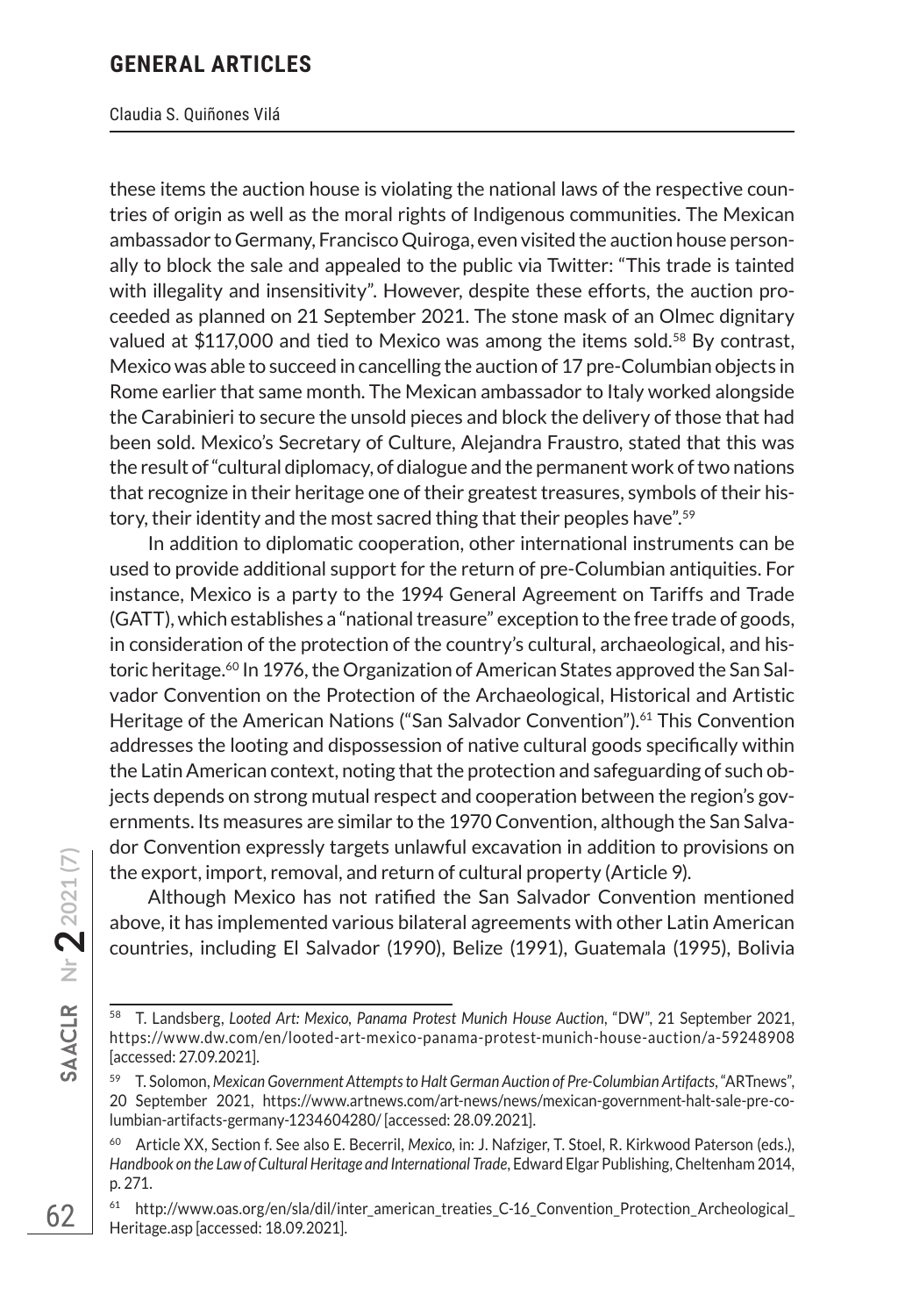these items the auction house is violating the national laws of the respective countries of origin as well as the moral rights of Indigenous communities. The Mexican ambassador to Germany, Francisco Quiroga, even visited the auction house personally to block the sale and appealed to the public via Twitter: "This trade is tainted with illegality and insensitivity". However, despite these efforts, the auction proceeded as planned on 21 September 2021. The stone mask of an Olmec dignitary valued at $117,000 and tied to Mexico was among the items sold.[58] By contrast, Mexico was able to succeed in cancelling the auction of 17 pre-Columbian objects in Rome earlier that same month. The Mexican ambassador to Italy worked alongside the Carabinieri to secure the unsold pieces and block the delivery of those that had been sold. Mexico's Secretary of Culture, Alejandra Fraustro, stated that this was the result of "cultural diplomacy, of dialogue and the permanent work of two nations that recognize in their heritage one of their greatest treasures, symbols of their history, their identity and the most sacred thing that their peoples have".[59]

In addition to diplomatic cooperation, other international instruments can be used to provide additional support for the return of pre-Columbian antiquities. For instance, Mexico is a party to the 1994 General Agreement on Tariffs and Trade (GATT), which establishes a "national treasure" exception to the free trade of goods, in consideration of the protection of the country's cultural, archaeological, and historic heritage.[60] In 1976, the Organization of American States approved the San Salvador Convention on the Protection of the Archaeological, Historical and Artistic Heritage of the American Nations ("San Salvador Convention").[61] This Convention addresses the looting and dispossession of native cultural goods specifically within the Latin American context, noting that the protection and safeguarding of such objects depends on strong mutual respect and cooperation between the region's governments. Its measures are similar to the 1970 Convention, although the San Salvador Convention expressly targets unlawful excavation in addition to provisions on the export, import, removal, and return of cultural property (Article 9).

Although Mexico has not ratified the San Salvador Convention mentioned above, it has implemented various bilateral agreements with other Latin American countries, including El Salvador (1990), Belize (1991), Guatemala (1995), Bolivia

---

[58] T. Landsberg, *Looted Art: Mexico, Panama Protest Munich House Auction*, "DW", 21 September 2021, https://www.dw.com/en/looted-art-mexico-panama-protest-munich-house-auction/a-59248908 [accessed: 27.09.2021].

[59] T. Solomon, *Mexican Government Attempts to Halt German Auction of Pre-Columbian Artifacts*, "ARTnews", 20 September 2021, https://www.artnews.com/art-news/news/mexican-government-halt-sale-pre-columbian-artifacts-germany-1234604280/ [accessed: 28.09.2021].

[60] Article XX, Section f. See also E. Becerril, *Mexico*, in: J. Nafziger, T. Stoel, R. Kirkwood Paterson (eds.), *Handbook on the Law of Cultural Heritage and International Trade*, Edward Elgar Publishing, Cheltenham 2014, p. 271.

[61] http://www.oas.org/en/sla/dil/inter_american_treaties_C-16_Convention_Protection_Archeological_Heritage.asp [accessed: 18.09.2021].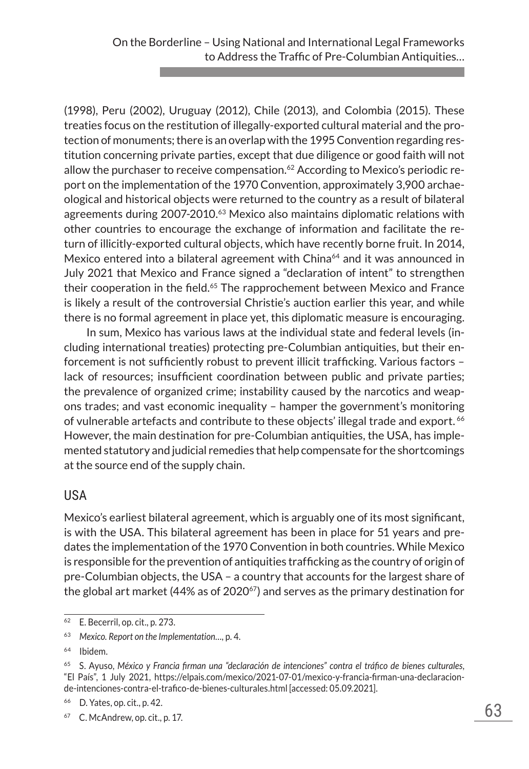(1998), Peru (2002), Uruguay (2012), Chile (2013), and Colombia (2015). These treaties focus on the restitution of illegally-exported cultural material and the protection of monuments; there is an overlap with the 1995 Convention regarding restitution concerning private parties, except that due diligence or good faith will not allow the purchaser to receive compensation.[62] According to Mexico's periodic report on the implementation of the 1970 Convention, approximately 3,900 archaeological and historical objects were returned to the country as a result of bilateral agreements during 2007-2010.[63] Mexico also maintains diplomatic relations with other countries to encourage the exchange of information and facilitate the return of illicitly-exported cultural objects, which have recently borne fruit. In 2014, Mexico entered into a bilateral agreement with China[64] and it was announced in July 2021 that Mexico and France signed a "declaration of intent" to strengthen their cooperation in the field.[65] The rapprochement between Mexico and France is likely a result of the controversial Christie's auction earlier this year, and while there is no formal agreement in place yet, this diplomatic measure is encouraging.

In sum, Mexico has various laws at the individual state and federal levels (including international treaties) protecting pre-Columbian antiquities, but their enforcement is not sufficiently robust to prevent illicit trafficking. Various factors – lack of resources; insufficient coordination between public and private parties; the prevalence of organized crime; instability caused by the narcotics and weapons trades; and vast economic inequality – hamper the government's monitoring of vulnerable artefacts and contribute to these objects' illegal trade and export.[66] However, the main destination for pre-Columbian antiquities, the USA, has implemented statutory and judicial remedies that help compensate for the shortcomings at the source end of the supply chain.

## USA

Mexico's earliest bilateral agreement, which is arguably one of its most significant, is with the USA. This bilateral agreement has been in place for 51 years and predates the implementation of the 1970 Convention in both countries. While Mexico is responsible for the prevention of antiquities trafficking as the country of origin of pre-Columbian objects, the USA – a country that accounts for the largest share of the global art market (44% as of 2020[67]) and serves as the primary destination for

---

[62] E. Becerril, op. cit., p. 273.

[63] *Mexico. Report on the Implementation…*, p. 4.

[64] Ibidem.

[65] S. Ayuso, *México y Francia firman una "declaración de intenciones" contra el tráfico de bienes culturales*, "El País", 1 July 2021, https://elpais.com/mexico/2021-07-01/mexico-y-francia-firman-una-declaracion-de-intenciones-contra-el-trafico-de-bienes-culturales.html [accessed: 05.09.2021].

[66] D. Yates, op. cit., p. 42.

[67] C. McAndrew, op. cit., p. 17.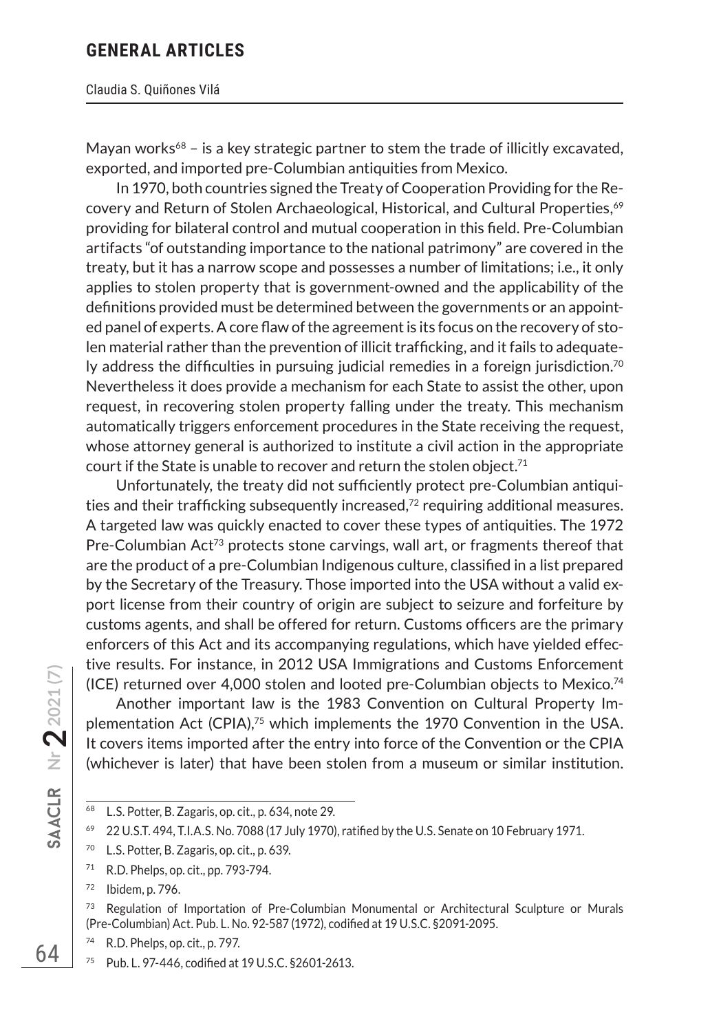Mayan works[68] – is a key strategic partner to stem the trade of illicitly excavated, exported, and imported pre-Columbian antiquities from Mexico.

In 1970, both countries signed the Treaty of Cooperation Providing for the Recovery and Return of Stolen Archaeological, Historical, and Cultural Properties,[69] providing for bilateral control and mutual cooperation in this field. Pre-Columbian artifacts "of outstanding importance to the national patrimony" are covered in the treaty, but it has a narrow scope and possesses a number of limitations; i.e., it only applies to stolen property that is government-owned and the applicability of the definitions provided must be determined between the governments or an appointed panel of experts. A core flaw of the agreement is its focus on the recovery of stolen material rather than the prevention of illicit trafficking, and it fails to adequately address the difficulties in pursuing judicial remedies in a foreign jurisdiction.[70] Nevertheless it does provide a mechanism for each State to assist the other, upon request, in recovering stolen property falling under the treaty. This mechanism automatically triggers enforcement procedures in the State receiving the request, whose attorney general is authorized to institute a civil action in the appropriate court if the State is unable to recover and return the stolen object.[71]

Unfortunately, the treaty did not sufficiently protect pre-Columbian antiquities and their trafficking subsequently increased,[72] requiring additional measures. A targeted law was quickly enacted to cover these types of antiquities. The 1972 Pre-Columbian Act[73] protects stone carvings, wall art, or fragments thereof that are the product of a pre-Columbian Indigenous culture, classified in a list prepared by the Secretary of the Treasury. Those imported into the USA without a valid export license from their country of origin are subject to seizure and forfeiture by customs agents, and shall be offered for return. Customs officers are the primary enforcers of this Act and its accompanying regulations, which have yielded effective results. For instance, in 2012 USA Immigrations and Customs Enforcement (ICE) returned over 4,000 stolen and looted pre-Columbian objects to Mexico.[74]

Another important law is the 1983 Convention on Cultural Property Implementation Act (CPIA),[75] which implements the 1970 Convention in the USA. It covers items imported after the entry into force of the Convention or the CPIA (whichever is later) that have been stolen from a museum or similar institution.

---

[68] L.S. Potter, B. Zagaris, op. cit., p. 634, note 29.

[69] 22 U.S.T. 494, T.I.A.S. No. 7088 (17 July 1970), ratified by the U.S. Senate on 10 February 1971.

[70] L.S. Potter, B. Zagaris, op. cit., p. 639.

[71] R.D. Phelps, op. cit., pp. 793-794.

[72] Ibidem, p. 796.

[73] Regulation of Importation of Pre-Columbian Monumental or Architectural Sculpture or Murals (Pre-Columbian) Act. Pub. L. No. 92-587 (1972), codified at 19 U.S.C. §2091-2095.

[74] R.D. Phelps, op. cit., p. 797.

[75] Pub. L. 97-446, codified at 19 U.S.C. §2601-2613.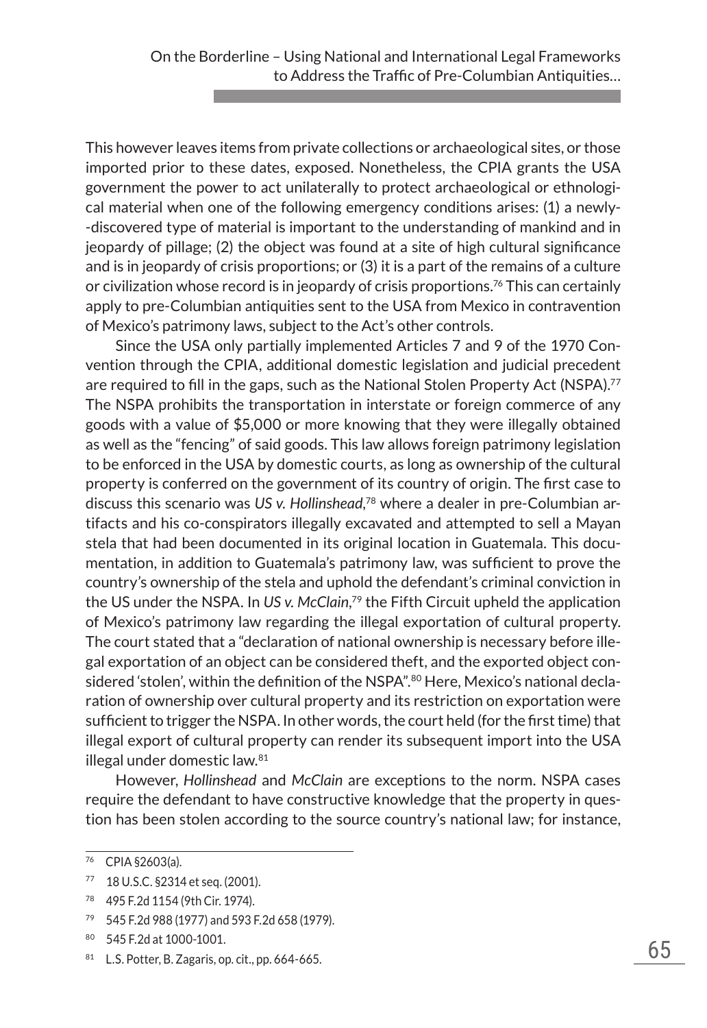This however leaves items from private collections or archaeological sites, or those imported prior to these dates, exposed. Nonetheless, the CPIA grants the USA government the power to act unilaterally to protect archaeological or ethnological material when one of the following emergency conditions arises: (1) a newly-discovered type of material is important to the understanding of mankind and in jeopardy of pillage; (2) the object was found at a site of high cultural significance and is in jeopardy of crisis proportions; or (3) it is a part of the remains of a culture or civilization whose record is in jeopardy of crisis proportions.[76] This can certainly apply to pre-Columbian antiquities sent to the USA from Mexico in contravention of Mexico's patrimony laws, subject to the Act's other controls.

Since the USA only partially implemented Articles 7 and 9 of the 1970 Convention through the CPIA, additional domestic legislation and judicial precedent are required to fill in the gaps, such as the National Stolen Property Act (NSPA).[77] The NSPA prohibits the transportation in interstate or foreign commerce of any goods with a value of $5,000 or more knowing that they were illegally obtained as well as the "fencing" of said goods. This law allows foreign patrimony legislation to be enforced in the USA by domestic courts, as long as ownership of the cultural property is conferred on the government of its country of origin. The first case to discuss this scenario was *US v. Hollinshead*,[78] where a dealer in pre-Columbian artifacts and his co-conspirators illegally excavated and attempted to sell a Mayan stela that had been documented in its original location in Guatemala. This documentation, in addition to Guatemala's patrimony law, was sufficient to prove the country's ownership of the stela and uphold the defendant's criminal conviction in the US under the NSPA. In *US v. McClain*,[79] the Fifth Circuit upheld the application of Mexico's patrimony law regarding the illegal exportation of cultural property. The court stated that a "declaration of national ownership is necessary before illegal exportation of an object can be considered theft, and the exported object considered 'stolen', within the definition of the NSPA".[80] Here, Mexico's national declaration of ownership over cultural property and its restriction on exportation were sufficient to trigger the NSPA. In other words, the court held (for the first time) that illegal export of cultural property can render its subsequent import into the USA illegal under domestic law.[81]

However, *Hollinshead* and *McClain* are exceptions to the norm. NSPA cases require the defendant to have constructive knowledge that the property in question has been stolen according to the source country's national law; for instance,

---

[76] CPIA §2603(a).

[77] 18 U.S.C. §2314 et seq. (2001).

[78] 495 F.2d 1154 (9th Cir. 1974).

[79] 545 F.2d 988 (1977) and 593 F.2d 658 (1979).

[80] 545 F.2d at 1000-1001.

[81] L.S. Potter, B. Zagaris, op. cit., pp. 664-665.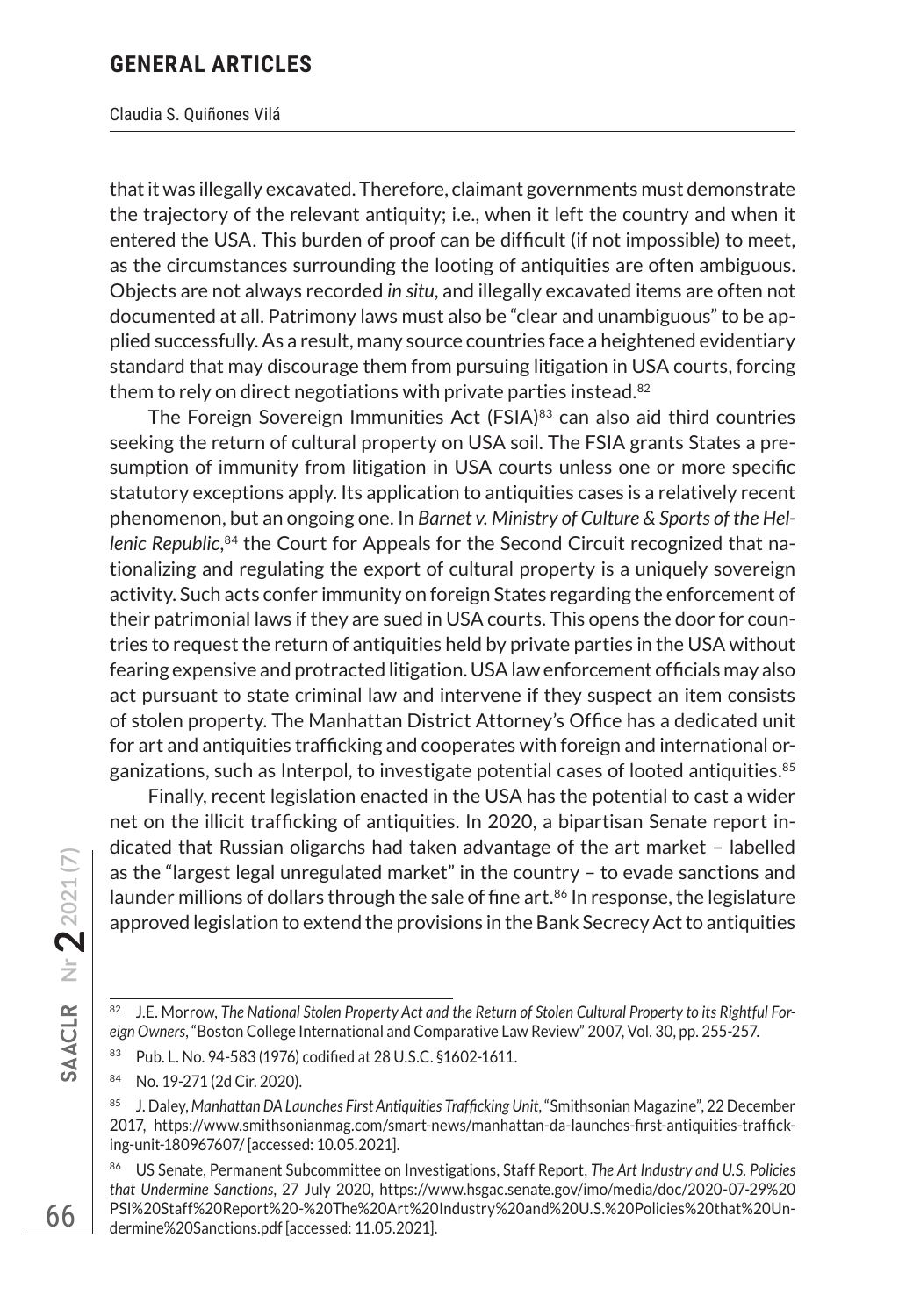that it was illegally excavated. Therefore, claimant governments must demonstrate the trajectory of the relevant antiquity; i.e., when it left the country and when it entered the USA. This burden of proof can be difficult (if not impossible) to meet, as the circumstances surrounding the looting of antiquities are often ambiguous. Objects are not always recorded *in situ*, and illegally excavated items are often not documented at all. Patrimony laws must also be "clear and unambiguous" to be applied successfully. As a result, many source countries face a heightened evidentiary standard that may discourage them from pursuing litigation in USA courts, forcing them to rely on direct negotiations with private parties instead.[82]

The Foreign Sovereign Immunities Act (FSIA)[83] can also aid third countries seeking the return of cultural property on USA soil. The FSIA grants States a presumption of immunity from litigation in USA courts unless one or more specific statutory exceptions apply. Its application to antiquities cases is a relatively recent phenomenon, but an ongoing one. In *Barnet v. Ministry of Culture & Sports of the Hellenic Republic*,[84] the Court for Appeals for the Second Circuit recognized that nationalizing and regulating the export of cultural property is a uniquely sovereign activity. Such acts confer immunity on foreign States regarding the enforcement of their patrimonial laws if they are sued in USA courts. This opens the door for countries to request the return of antiquities held by private parties in the USA without fearing expensive and protracted litigation. USA law enforcement officials may also act pursuant to state criminal law and intervene if they suspect an item consists of stolen property. The Manhattan District Attorney's Office has a dedicated unit for art and antiquities trafficking and cooperates with foreign and international organizations, such as Interpol, to investigate potential cases of looted antiquities.[85]

Finally, recent legislation enacted in the USA has the potential to cast a wider net on the illicit trafficking of antiquities. In 2020, a bipartisan Senate report indicated that Russian oligarchs had taken advantage of the art market – labelled as the "largest legal unregulated market" in the country – to evade sanctions and launder millions of dollars through the sale of fine art.[86] In response, the legislature approved legislation to extend the provisions in the Bank Secrecy Act to antiquities

---

[82] J.E. Morrow, *The National Stolen Property Act and the Return of Stolen Cultural Property to its Rightful Foreign Owners*, "Boston College International and Comparative Law Review" 2007, Vol. 30, pp. 255-257.

[83] Pub. L. No. 94-583 (1976) codified at 28 U.S.C. §1602-1611.

[84] No. 19-271 (2d Cir. 2020).

[85] J. Daley, *Manhattan DA Launches First Antiquities Trafficking Unit*, "Smithsonian Magazine", 22 December 2017, https://www.smithsonianmag.com/smart-news/manhattan-da-launches-first-antiquities-trafficking-unit-180967607/ [accessed: 10.05.2021].

[86] US Senate, Permanent Subcommittee on Investigations, Staff Report, *The Art Industry and U.S. Policies that Undermine Sanctions*, 27 July 2020, https://www.hsgac.senate.gov/imo/media/doc/2020-07-29%20PSI%20Staff%20Report%20-%20The%20Art%20Industry%20and%20U.S.%20Policies%20that%20Undermine%20Sanctions.pdf [accessed: 11.05.2021].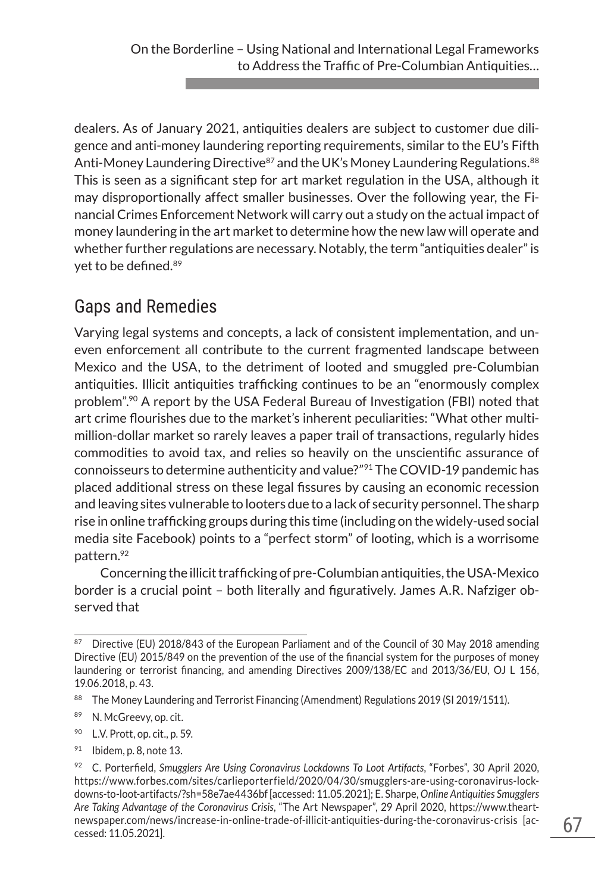dealers. As of January 2021, antiquities dealers are subject to customer due diligence and anti-money laundering reporting requirements, similar to the EU's Fifth Anti-Money Laundering Directive[87] and the UK's Money Laundering Regulations.[88] This is seen as a significant step for art market regulation in the USA, although it may disproportionally affect smaller businesses. Over the following year, the Financial Crimes Enforcement Network will carry out a study on the actual impact of money laundering in the art market to determine how the new law will operate and whether further regulations are necessary. Notably, the term "antiquities dealer" is yet to be defined.[89]

## Gaps and Remedies

Varying legal systems and concepts, a lack of consistent implementation, and uneven enforcement all contribute to the current fragmented landscape between Mexico and the USA, to the detriment of looted and smuggled pre-Columbian antiquities. Illicit antiquities trafficking continues to be an "enormously complex problem".[90] A report by the USA Federal Bureau of Investigation (FBI) noted that art crime flourishes due to the market's inherent peculiarities: "What other multimillion-dollar market so rarely leaves a paper trail of transactions, regularly hides commodities to avoid tax, and relies so heavily on the unscientific assurance of connoisseurs to determine authenticity and value?"[91] The COVID-19 pandemic has placed additional stress on these legal fissures by causing an economic recession and leaving sites vulnerable to looters due to a lack of security personnel. The sharp rise in online trafficking groups during this time (including on the widely-used social media site Facebook) points to a "perfect storm" of looting, which is a worrisome pattern.[92]

Concerning the illicit trafficking of pre-Columbian antiquities, the USA-Mexico border is a crucial point – both literally and figuratively. James A.R. Nafziger observed that

---

[87] Directive (EU) 2018/843 of the European Parliament and of the Council of 30 May 2018 amending Directive (EU) 2015/849 on the prevention of the use of the financial system for the purposes of money laundering or terrorist financing, and amending Directives 2009/138/EC and 2013/36/EU, OJ L 156, 19.06.2018, p. 43.

[88] The Money Laundering and Terrorist Financing (Amendment) Regulations 2019 (SI 2019/1511).

[89] N. McGreevy, op. cit.

[90] L.V. Prott, op. cit., p. 59.

[91] Ibidem, p. 8, note 13.

[92] C. Porterfield, *Smugglers Are Using Coronavirus Lockdowns To Loot Artifacts*, "Forbes", 30 April 2020, https://www.forbes.com/sites/carlieporterfield/2020/04/30/smugglers-are-using-coronavirus-lockdowns-to-loot-artifacts/?sh=58e7ae4436bf [accessed: 11.05.2021]; E. Sharpe, *Online Antiquities Smugglers Are Taking Advantage of the Coronavirus Crisis*, "The Art Newspaper", 29 April 2020, https://www.theartnewspaper.com/news/increase-in-online-trade-of-illicit-antiquities-during-the-coronavirus-crisis [accessed: 11.05.2021].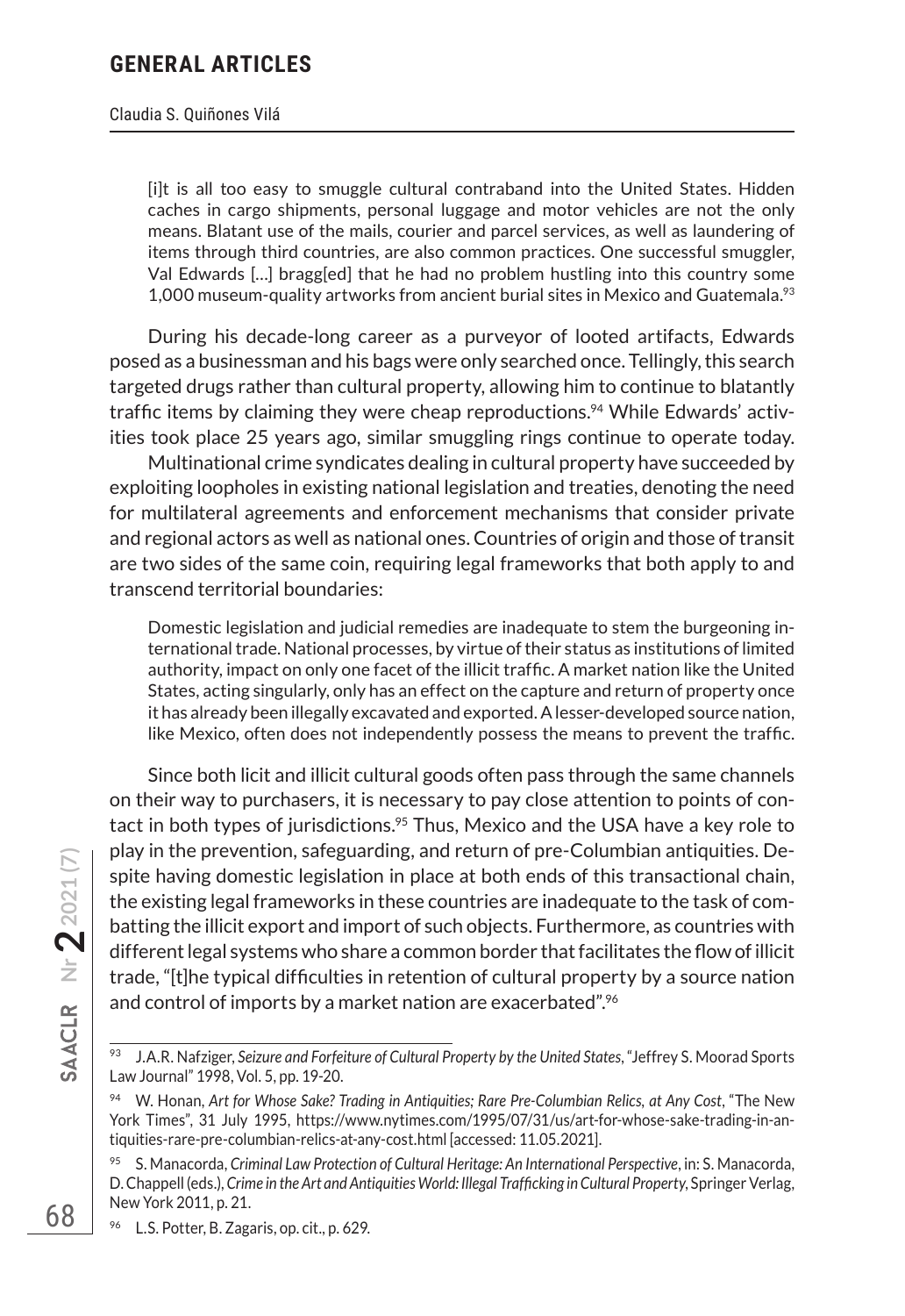> [i]t is all too easy to smuggle cultural contraband into the United States. Hidden caches in cargo shipments, personal luggage and motor vehicles are not the only means. Blatant use of the mails, courier and parcel services, as well as laundering of items through third countries, are also common practices. One successful smuggler, Val Edwards […] bragg[ed] that he had no problem hustling into this country some 1,000 museum-quality artworks from ancient burial sites in Mexico and Guatemala.[93]

During his decade-long career as a purveyor of looted artifacts, Edwards posed as a businessman and his bags were only searched once. Tellingly, this search targeted drugs rather than cultural property, allowing him to continue to blatantly traffic items by claiming they were cheap reproductions.[94] While Edwards' activities took place 25 years ago, similar smuggling rings continue to operate today.

Multinational crime syndicates dealing in cultural property have succeeded by exploiting loopholes in existing national legislation and treaties, denoting the need for multilateral agreements and enforcement mechanisms that consider private and regional actors as well as national ones. Countries of origin and those of transit are two sides of the same coin, requiring legal frameworks that both apply to and transcend territorial boundaries:

> Domestic legislation and judicial remedies are inadequate to stem the burgeoning international trade. National processes, by virtue of their status as institutions of limited authority, impact on only one facet of the illicit traffic. A market nation like the United States, acting singularly, only has an effect on the capture and return of property once it has already been illegally excavated and exported. A lesser-developed source nation, like Mexico, often does not independently possess the means to prevent the traffic.

Since both licit and illicit cultural goods often pass through the same channels on their way to purchasers, it is necessary to pay close attention to points of contact in both types of jurisdictions.[95] Thus, Mexico and the USA have a key role to play in the prevention, safeguarding, and return of pre-Columbian antiquities. Despite having domestic legislation in place at both ends of this transactional chain, the existing legal frameworks in these countries are inadequate to the task of combatting the illicit export and import of such objects. Furthermore, as countries with different legal systems who share a common border that facilitates the flow of illicit trade, "[t]he typical difficulties in retention of cultural property by a source nation and control of imports by a market nation are exacerbated".[96]

---

[93] J.A.R. Nafziger, *Seizure and Forfeiture of Cultural Property by the United States*, "Jeffrey S. Moorad Sports Law Journal" 1998, Vol. 5, pp. 19-20.

[94] W. Honan, *Art for Whose Sake? Trading in Antiquities; Rare Pre-Columbian Relics, at Any Cost*, "The New York Times", 31 July 1995, https://www.nytimes.com/1995/07/31/us/art-for-whose-sake-trading-in-antiquities-rare-pre-columbian-relics-at-any-cost.html [accessed: 11.05.2021].

[95] S. Manacorda, *Criminal Law Protection of Cultural Heritage: An International Perspective*, in: S. Manacorda, D. Chappell (eds.), *Crime in the Art and Antiquities World: Illegal Trafficking in Cultural Property*, Springer Verlag, New York 2011, p. 21.

[96] L.S. Potter, B. Zagaris, op. cit., p. 629.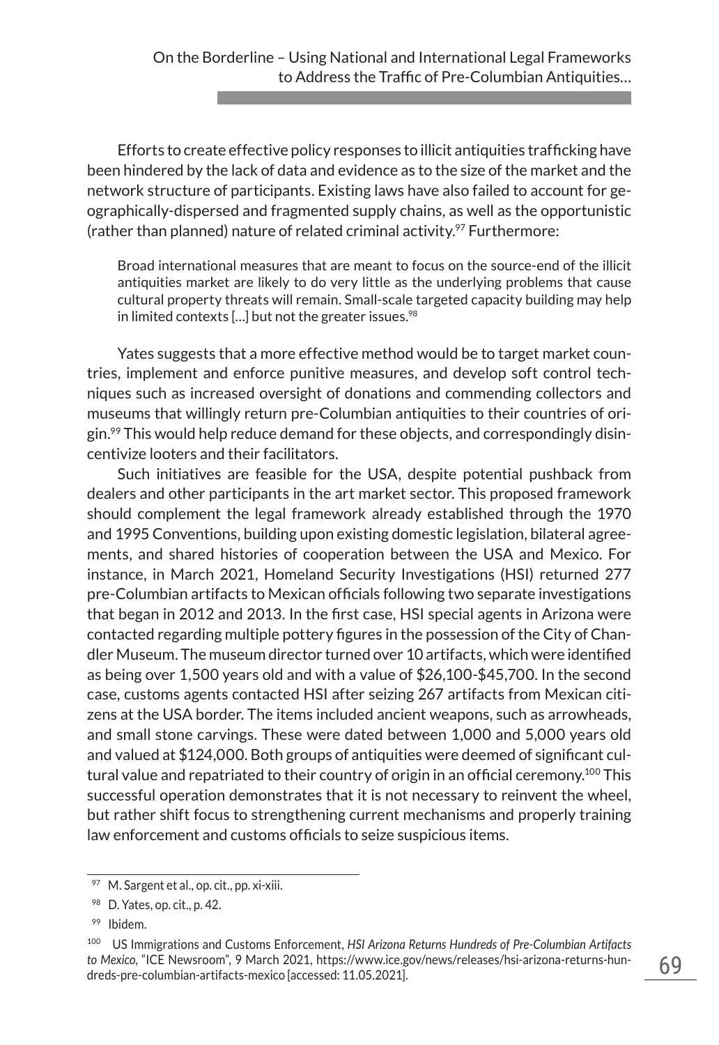Efforts to create effective policy responses to illicit antiquities trafficking have been hindered by the lack of data and evidence as to the size of the market and the network structure of participants. Existing laws have also failed to account for geographically-dispersed and fragmented supply chains, as well as the opportunistic (rather than planned) nature of related criminal activity.[97] Furthermore:

> Broad international measures that are meant to focus on the source-end of the illicit antiquities market are likely to do very little as the underlying problems that cause cultural property threats will remain. Small-scale targeted capacity building may help in limited contexts […] but not the greater issues.[98]

Yates suggests that a more effective method would be to target market countries, implement and enforce punitive measures, and develop soft control techniques such as increased oversight of donations and commending collectors and museums that willingly return pre-Columbian antiquities to their countries of origin.[99] This would help reduce demand for these objects, and correspondingly disincentivize looters and their facilitators.

Such initiatives are feasible for the USA, despite potential pushback from dealers and other participants in the art market sector. This proposed framework should complement the legal framework already established through the 1970 and 1995 Conventions, building upon existing domestic legislation, bilateral agreements, and shared histories of cooperation between the USA and Mexico. For instance, in March 2021, Homeland Security Investigations (HSI) returned 277 pre-Columbian artifacts to Mexican officials following two separate investigations that began in 2012 and 2013. In the first case, HSI special agents in Arizona were contacted regarding multiple pottery figures in the possession of the City of Chandler Museum. The museum director turned over 10 artifacts, which were identified as being over 1,500 years old and with a value of $26,100-$45,700. In the second case, customs agents contacted HSI after seizing 267 artifacts from Mexican citizens at the USA border. The items included ancient weapons, such as arrowheads, and small stone carvings. These were dated between 1,000 and 5,000 years old and valued at $124,000. Both groups of antiquities were deemed of significant cultural value and repatriated to their country of origin in an official ceremony.[100] This successful operation demonstrates that it is not necessary to reinvent the wheel, but rather shift focus to strengthening current mechanisms and properly training law enforcement and customs officials to seize suspicious items.

---

[97] M. Sargent et al., op. cit., pp. xi-xiii.

[98] D. Yates, op. cit., p. 42.

[99] Ibidem.

[100] US Immigrations and Customs Enforcement, *HSI Arizona Returns Hundreds of Pre-Columbian Artifacts to Mexico*, "ICE Newsroom", 9 March 2021, https://www.ice.gov/news/releases/hsi-arizona-returns-hundreds-pre-columbian-artifacts-mexico [accessed: 11.05.2021].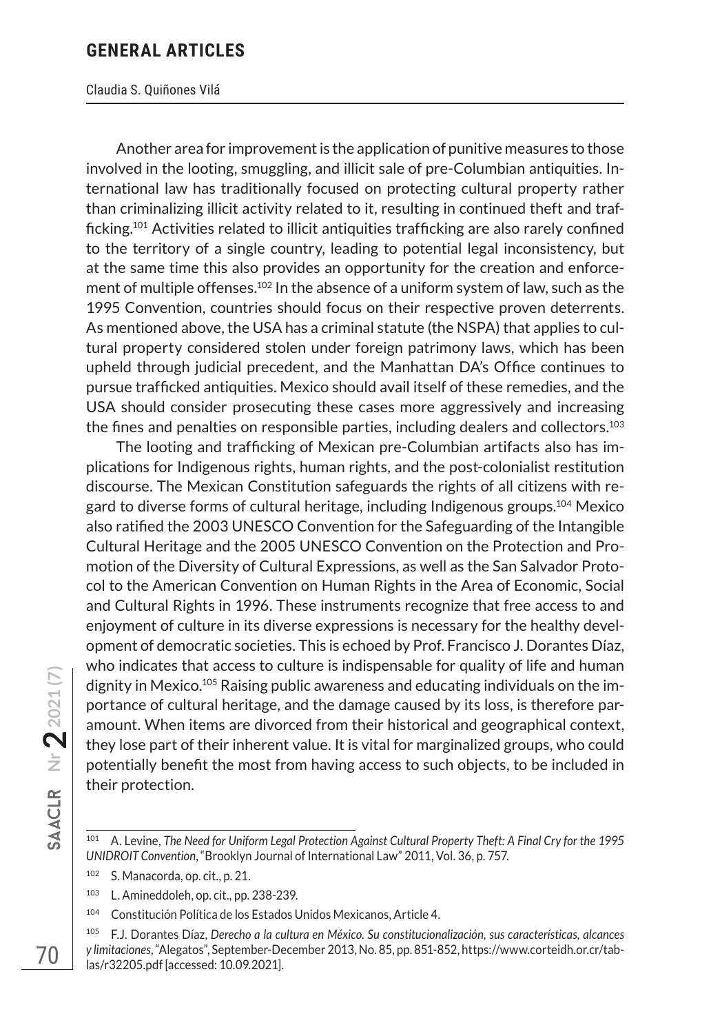Another area for improvement is the application of punitive measures to those involved in the looting, smuggling, and illicit sale of pre-Columbian antiquities. International law has traditionally focused on protecting cultural property rather than criminalizing illicit activity related to it, resulting in continued theft and trafficking.[101] Activities related to illicit antiquities trafficking are also rarely confined to the territory of a single country, leading to potential legal inconsistency, but at the same time this also provides an opportunity for the creation and enforcement of multiple offenses.[102] In the absence of a uniform system of law, such as the 1995 Convention, countries should focus on their respective proven deterrents. As mentioned above, the USA has a criminal statute (the NSPA) that applies to cultural property considered stolen under foreign patrimony laws, which has been upheld through judicial precedent, and the Manhattan DA's Office continues to pursue trafficked antiquities. Mexico should avail itself of these remedies, and the USA should consider prosecuting these cases more aggressively and increasing the fines and penalties on responsible parties, including dealers and collectors.[103]

The looting and trafficking of Mexican pre-Columbian artifacts also has implications for Indigenous rights, human rights, and the post-colonialist restitution discourse. The Mexican Constitution safeguards the rights of all citizens with regard to diverse forms of cultural heritage, including Indigenous groups.[104] Mexico also ratified the 2003 UNESCO Convention for the Safeguarding of the Intangible Cultural Heritage and the 2005 UNESCO Convention on the Protection and Promotion of the Diversity of Cultural Expressions, as well as the San Salvador Protocol to the American Convention on Human Rights in the Area of Economic, Social and Cultural Rights in 1996. These instruments recognize that free access to and enjoyment of culture in its diverse expressions is necessary for the healthy development of democratic societies. This is echoed by Prof. Francisco J. Dorantes Díaz, who indicates that access to culture is indispensable for quality of life and human dignity in Mexico.[105] Raising public awareness and educating individuals on the importance of cultural heritage, and the damage caused by its loss, is therefore paramount. When items are divorced from their historical and geographical context, they lose part of their inherent value. It is vital for marginalized groups, who could potentially benefit the most from having access to such objects, to be included in their protection.

---

[101] A. Levine, *The Need for Uniform Legal Protection Against Cultural Property Theft: A Final Cry for the 1995 UNIDROIT Convention*, "Brooklyn Journal of International Law" 2011, Vol. 36, p. 757.

[102] S. Manacorda, op. cit., p. 21.

[103] L. Amineddoleh, op. cit., pp. 238-239.

[104] Constitución Política de los Estados Unidos Mexicanos, Article 4.

[105] F.J. Dorantes Díaz, *Derecho a la cultura en México. Su constitucionalización, sus características, alcances y limitaciones*, "Alegatos", September-December 2013, No. 85, pp. 851-852, https://www.corteidh.or.cr/tablas/r32205.pdf [accessed: 10.09.2021].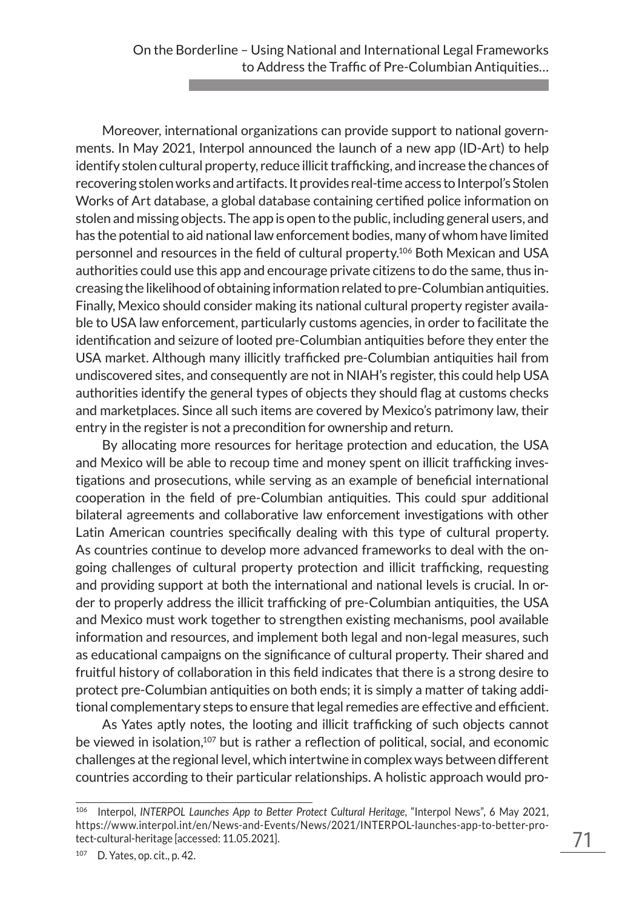Moreover, international organizations can provide support to national governments. In May 2021, Interpol announced the launch of a new app (ID-Art) to help identify stolen cultural property, reduce illicit trafficking, and increase the chances of recovering stolen works and artifacts. It provides real-time access to Interpol's Stolen Works of Art database, a global database containing certified police information on stolen and missing objects. The app is open to the public, including general users, and has the potential to aid national law enforcement bodies, many of whom have limited personnel and resources in the field of cultural property.[106] Both Mexican and USA authorities could use this app and encourage private citizens to do the same, thus increasing the likelihood of obtaining information related to pre-Columbian antiquities. Finally, Mexico should consider making its national cultural property register available to USA law enforcement, particularly customs agencies, in order to facilitate the identification and seizure of looted pre-Columbian antiquities before they enter the USA market. Although many illicitly trafficked pre-Columbian antiquities hail from undiscovered sites, and consequently are not in NIAH's register, this could help USA authorities identify the general types of objects they should flag at customs checks and marketplaces. Since all such items are covered by Mexico's patrimony law, their entry in the register is not a precondition for ownership and return.

By allocating more resources for heritage protection and education, the USA and Mexico will be able to recoup time and money spent on illicit trafficking investigations and prosecutions, while serving as an example of beneficial international cooperation in the field of pre-Columbian antiquities. This could spur additional bilateral agreements and collaborative law enforcement investigations with other Latin American countries specifically dealing with this type of cultural property. As countries continue to develop more advanced frameworks to deal with the ongoing challenges of cultural property protection and illicit trafficking, requesting and providing support at both the international and national levels is crucial. In order to properly address the illicit trafficking of pre-Columbian antiquities, the USA and Mexico must work together to strengthen existing mechanisms, pool available information and resources, and implement both legal and non-legal measures, such as educational campaigns on the significance of cultural property. Their shared and fruitful history of collaboration in this field indicates that there is a strong desire to protect pre-Columbian antiquities on both ends; it is simply a matter of taking additional complementary steps to ensure that legal remedies are effective and efficient.

As Yates aptly notes, the looting and illicit trafficking of such objects cannot be viewed in isolation,[107] but is rather a reflection of political, social, and economic challenges at the regional level, which intertwine in complex ways between different countries according to their particular relationships. A holistic approach would pro-

---

[106] Interpol, *INTERPOL Launches App to Better Protect Cultural Heritage*, "Interpol News", 6 May 2021, https://www.interpol.int/en/News-and-Events/News/2021/INTERPOL-launches-app-to-better-protect-cultural-heritage [accessed: 11.05.2021].

[107] D. Yates, op. cit., p. 42.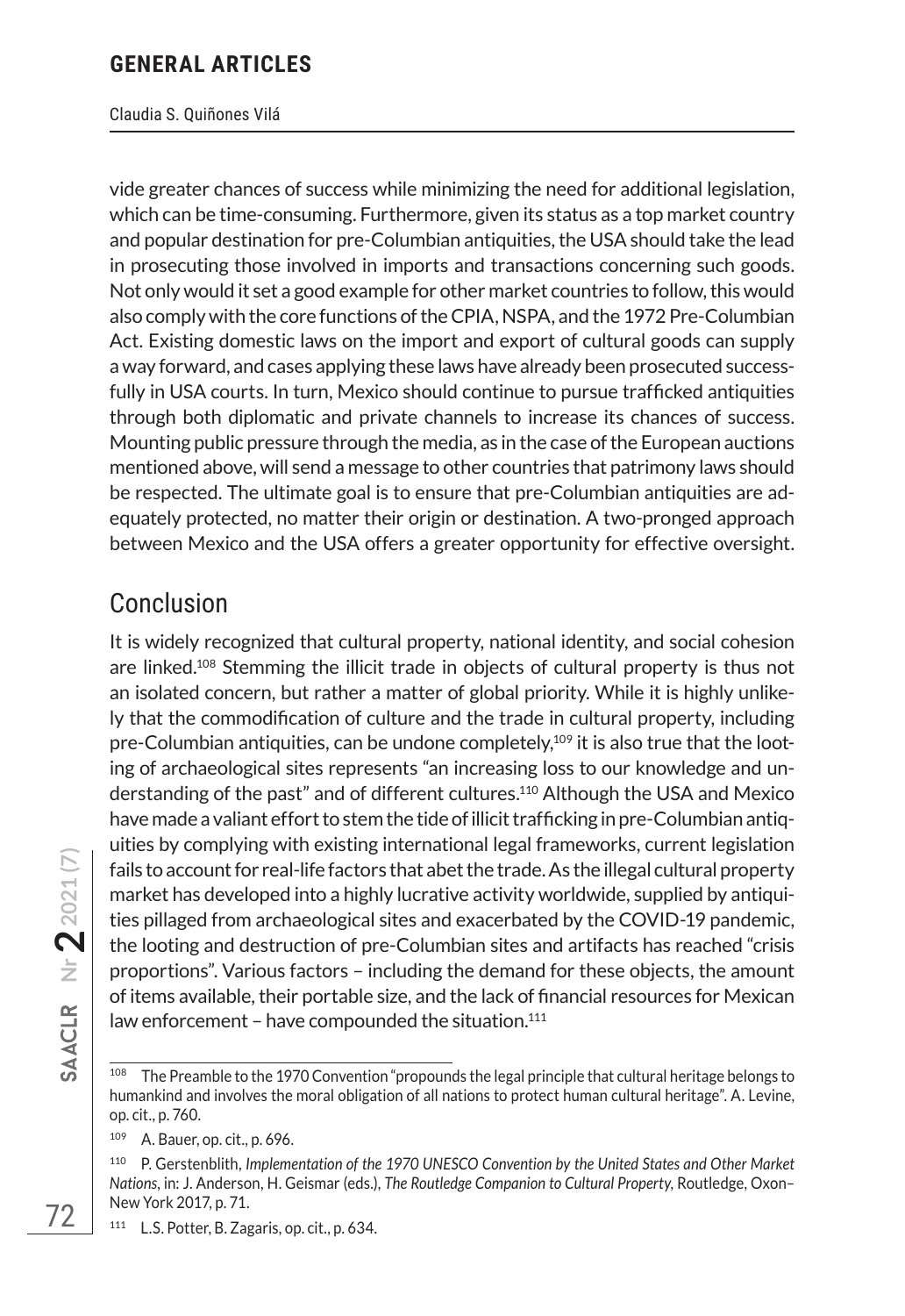vide greater chances of success while minimizing the need for additional legislation, which can be time-consuming. Furthermore, given its status as a top market country and popular destination for pre-Columbian antiquities, the USA should take the lead in prosecuting those involved in imports and transactions concerning such goods. Not only would it set a good example for other market countries to follow, this would also comply with the core functions of the CPIA, NSPA, and the 1972 Pre-Columbian Act. Existing domestic laws on the import and export of cultural goods can supply a way forward, and cases applying these laws have already been prosecuted successfully in USA courts. In turn, Mexico should continue to pursue trafficked antiquities through both diplomatic and private channels to increase its chances of success. Mounting public pressure through the media, as in the case of the European auctions mentioned above, will send a message to other countries that patrimony laws should be respected. The ultimate goal is to ensure that pre-Columbian antiquities are adequately protected, no matter their origin or destination. A two-pronged approach between Mexico and the USA offers a greater opportunity for effective oversight.

## Conclusion

It is widely recognized that cultural property, national identity, and social cohesion are linked.[108] Stemming the illicit trade in objects of cultural property is thus not an isolated concern, but rather a matter of global priority. While it is highly unlikely that the commodification of culture and the trade in cultural property, including pre-Columbian antiquities, can be undone completely,[109] it is also true that the looting of archaeological sites represents "an increasing loss to our knowledge and understanding of the past" and of different cultures.[110] Although the USA and Mexico have made a valiant effort to stem the tide of illicit trafficking in pre-Columbian antiquities by complying with existing international legal frameworks, current legislation fails to account for real-life factors that abet the trade. As the illegal cultural property market has developed into a highly lucrative activity worldwide, supplied by antiquities pillaged from archaeological sites and exacerbated by the COVID-19 pandemic, the looting and destruction of pre-Columbian sites and artifacts has reached "crisis proportions". Various factors – including the demand for these objects, the amount of items available, their portable size, and the lack of financial resources for Mexican law enforcement – have compounded the situation.[111]

---

[108] The Preamble to the 1970 Convention "propounds the legal principle that cultural heritage belongs to humankind and involves the moral obligation of all nations to protect human cultural heritage". A. Levine, op. cit., p. 760.

[109] A. Bauer, op. cit., p. 696.

[110] P. Gerstenblith, *Implementation of the 1970 UNESCO Convention by the United States and Other Market Nations*, in: J. Anderson, H. Geismar (eds.), *The Routledge Companion to Cultural Property*, Routledge, Oxon–New York 2017, p. 71.

[111] L.S. Potter, B. Zagaris, op. cit., p. 634.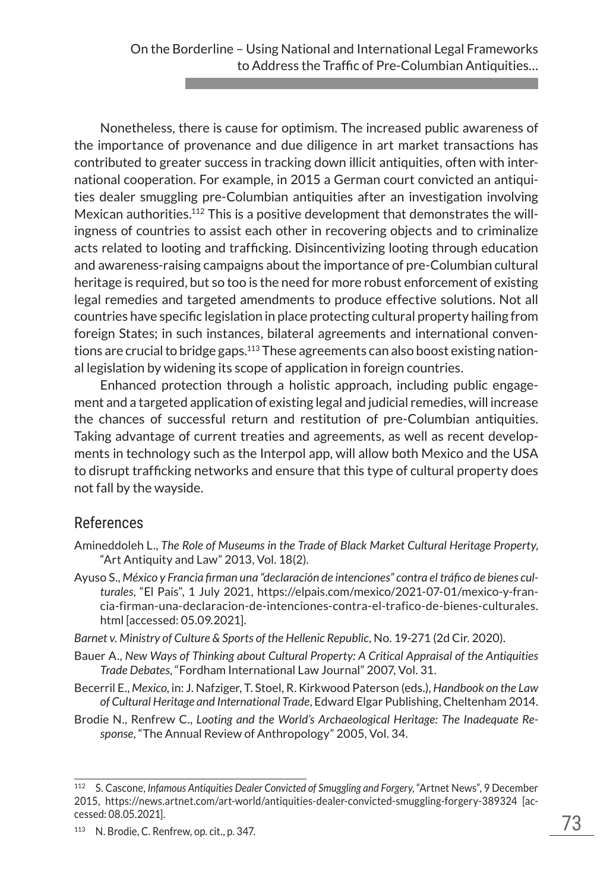Nonetheless, there is cause for optimism. The increased public awareness of the importance of provenance and due diligence in art market transactions has contributed to greater success in tracking down illicit antiquities, often with international cooperation. For example, in 2015 a German court convicted an antiquities dealer smuggling pre-Columbian antiquities after an investigation involving Mexican authorities.[112] This is a positive development that demonstrates the willingness of countries to assist each other in recovering objects and to criminalize acts related to looting and trafficking. Disincentivizing looting through education and awareness-raising campaigns about the importance of pre-Columbian cultural heritage is required, but so too is the need for more robust enforcement of existing legal remedies and targeted amendments to produce effective solutions. Not all countries have specific legislation in place protecting cultural property hailing from foreign States; in such instances, bilateral agreements and international conventions are crucial to bridge gaps.[113] These agreements can also boost existing national legislation by widening its scope of application in foreign countries.

Enhanced protection through a holistic approach, including public engagement and a targeted application of existing legal and judicial remedies, will increase the chances of successful return and restitution of pre-Columbian antiquities. Taking advantage of current treaties and agreements, as well as recent developments in technology such as the Interpol app, will allow both Mexico and the USA to disrupt trafficking networks and ensure that this type of cultural property does not fall by the wayside.

## References

Amineddoleh L., *The Role of Museums in the Trade of Black Market Cultural Heritage Property*, "Art Antiquity and Law" 2013, Vol. 18(2).

Ayuso S., *México y Francia firman una "declaración de intenciones" contra el tráfico de bienes culturales*, "El País", 1 July 2021, https://elpais.com/mexico/2021-07-01/mexico-y-francia-firman-una-declaracion-de-intenciones-contra-el-trafico-de-bienes-culturales.html [accessed: 05.09.2021].

*Barnet v. Ministry of Culture & Sports of the Hellenic Republic*, No. 19-271 (2d Cir. 2020).

Bauer A., *New Ways of Thinking about Cultural Property: A Critical Appraisal of the Antiquities Trade Debates*, "Fordham International Law Journal" 2007, Vol. 31.

Becerril E., *Mexico*, in: J. Nafziger, T. Stoel, R. Kirkwood Paterson (eds.), *Handbook on the Law of Cultural Heritage and International Trade*, Edward Elgar Publishing, Cheltenham 2014.

Brodie N., Renfrew C., *Looting and the World's Archaeological Heritage: The Inadequate Response*, "The Annual Review of Anthropology" 2005, Vol. 34.

---

[112] S. Cascone, *Infamous Antiquities Dealer Convicted of Smuggling and Forgery*, "Artnet News", 9 December 2015, https://news.artnet.com/art-world/antiquities-dealer-convicted-smuggling-forgery-389324 [accessed: 08.05.2021].

[113] N. Brodie, C. Renfrew, op. cit., p. 347.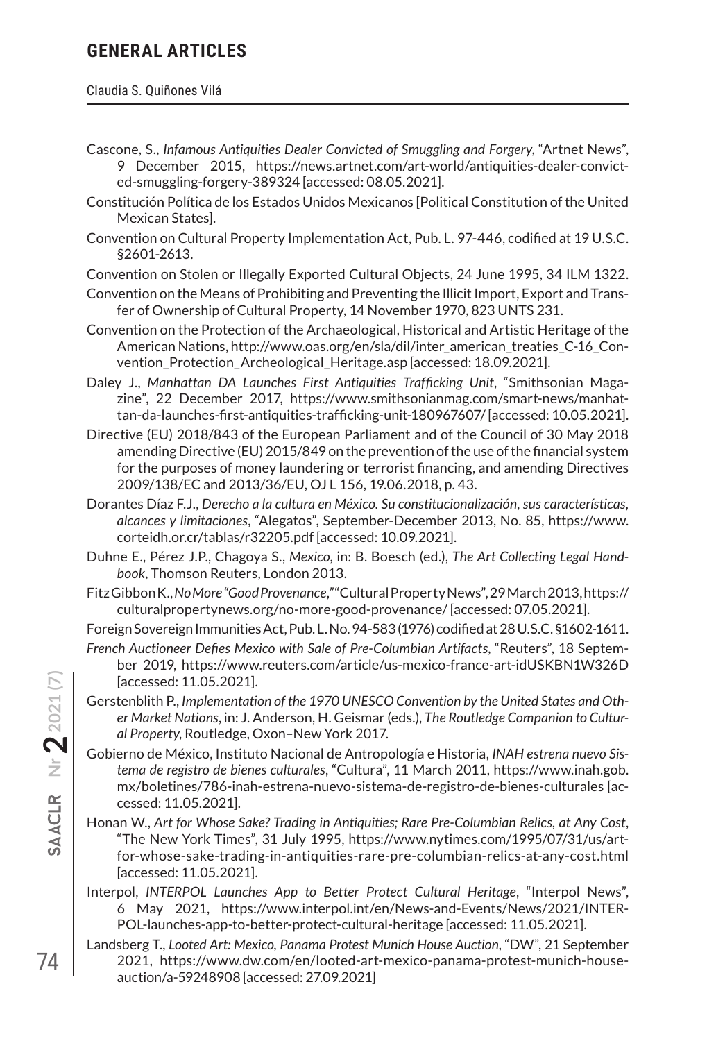Cascone, S., *Infamous Antiquities Dealer Convicted of Smuggling and Forgery*, "Artnet News", 9 December 2015, https://news.artnet.com/art-world/antiquities-dealer-convicted-smuggling-forgery-389324 [accessed: 08.05.2021].

Constitución Política de los Estados Unidos Mexicanos [Political Constitution of the United Mexican States].

Convention on Cultural Property Implementation Act, Pub. L. 97-446, codified at 19 U.S.C. §2601-2613.

Convention on Stolen or Illegally Exported Cultural Objects, 24 June 1995, 34 ILM 1322.

Convention on the Means of Prohibiting and Preventing the Illicit Import, Export and Transfer of Ownership of Cultural Property, 14 November 1970, 823 UNTS 231.

Convention on the Protection of the Archaeological, Historical and Artistic Heritage of the American Nations, http://www.oas.org/en/sla/dil/inter_american_treaties_C-16_Convention_Protection_Archeological_Heritage.asp [accessed: 18.09.2021].

Daley J., *Manhattan DA Launches First Antiquities Trafficking Unit*, "Smithsonian Magazine", 22 December 2017, https://www.smithsonianmag.com/smart-news/manhattan-da-launches-first-antiquities-trafficking-unit-180967607/ [accessed: 10.05.2021].

Directive (EU) 2018/843 of the European Parliament and of the Council of 30 May 2018 amending Directive (EU) 2015/849 on the prevention of the use of the financial system for the purposes of money laundering or terrorist financing, and amending Directives 2009/138/EC and 2013/36/EU, OJ L 156, 19.06.2018, p. 43.

Dorantes Díaz F.J., *Derecho a la cultura en México. Su constitucionalización, sus características, alcances y limitaciones*, "Alegatos", September-December 2013, No. 85, https://www.corteidh.or.cr/tablas/r32205.pdf [accessed: 10.09.2021].

Duhne E., Pérez J.P., Chagoya S., *Mexico*, in: B. Boesch (ed.), *The Art Collecting Legal Handbook*, Thomson Reuters, London 2013.

FitzGibbon K., *No More "Good Provenance*," "Cultural Property News", 29 March 2013, https://culturalpropertynews.org/no-more-good-provenance/ [accessed: 07.05.2021].

Foreign Sovereign Immunities Act, Pub. L. No. 94-583 (1976) codified at 28 U.S.C. §1602-1611.

*French Auctioneer Defies Mexico with Sale of Pre-Columbian Artifacts*, "Reuters", 18 September 2019, https://www.reuters.com/article/us-mexico-france-art-idUSKBN1W326D [accessed: 11.05.2021].

Gerstenblith P., *Implementation of the 1970 UNESCO Convention by the United States and Other Market Nations*, in: J. Anderson, H. Geismar (eds.), *The Routledge Companion to Cultural Property*, Routledge, Oxon–New York 2017.

Gobierno de México, Instituto Nacional de Antropología e Historia, *INAH estrena nuevo Sistema de registro de bienes culturales*, "Cultura", 11 March 2011, https://www.inah.gob.mx/boletines/786-inah-estrena-nuevo-sistema-de-registro-de-bienes-culturales [accessed: 11.05.2021].

Honan W., *Art for Whose Sake? Trading in Antiquities; Rare Pre-Columbian Relics, at Any Cost*, "The New York Times", 31 July 1995, https://www.nytimes.com/1995/07/31/us/art-for-whose-sake-trading-in-antiquities-rare-pre-columbian-relics-at-any-cost.html [accessed: 11.05.2021].

Interpol, *INTERPOL Launches App to Better Protect Cultural Heritage*, "Interpol News", 6 May 2021, https://www.interpol.int/en/News-and-Events/News/2021/INTERPOL-launches-app-to-better-protect-cultural-heritage [accessed: 11.05.2021].

Landsberg T., *Looted Art: Mexico, Panama Protest Munich House Auction*, "DW", 21 September 2021, https://www.dw.com/en/looted-art-mexico-panama-protest-munich-house-auction/a-59248908 [accessed: 27.09.2021]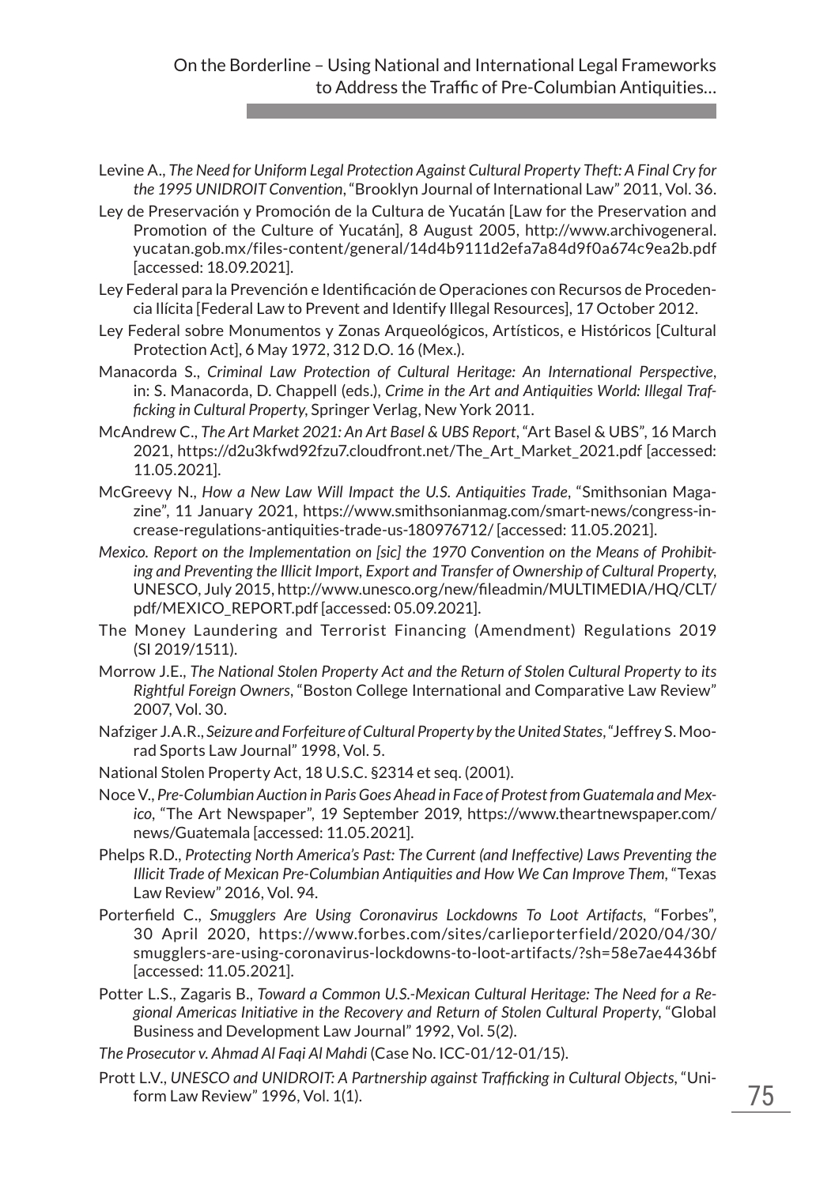Levine A., *The Need for Uniform Legal Protection Against Cultural Property Theft: A Final Cry for the 1995 UNIDROIT Convention*, "Brooklyn Journal of International Law" 2011, Vol. 36.

Ley de Preservación y Promoción de la Cultura de Yucatán [Law for the Preservation and Promotion of the Culture of Yucatán], 8 August 2005, http://www.archivogeneral.yucatan.gob.mx/files-content/general/14d4b9111d2efa7a84d9f0a674c9ea2b.pdf [accessed: 18.09.2021].

Ley Federal para la Prevención e Identificación de Operaciones con Recursos de Procedencia Ilícita [Federal Law to Prevent and Identify Illegal Resources], 17 October 2012.

Ley Federal sobre Monumentos y Zonas Arqueológicos, Artísticos, e Históricos [Cultural Protection Act], 6 May 1972, 312 D.O. 16 (Mex.).

Manacorda S., *Criminal Law Protection of Cultural Heritage: An International Perspective*, in: S. Manacorda, D. Chappell (eds.), *Crime in the Art and Antiquities World: Illegal Trafficking in Cultural Property*, Springer Verlag, New York 2011.

McAndrew C., *The Art Market 2021: An Art Basel & UBS Report*, "Art Basel & UBS", 16 March 2021, https://d2u3kfwd92fzu7.cloudfront.net/The_Art_Market_2021.pdf [accessed: 11.05.2021].

McGreevy N., *How a New Law Will Impact the U.S. Antiquities Trade*, "Smithsonian Magazine", 11 January 2021, https://www.smithsonianmag.com/smart-news/congress-increase-regulations-antiquities-trade-us-180976712/ [accessed: 11.05.2021].

*Mexico. Report on the Implementation on [sic] the 1970 Convention on the Means of Prohibiting and Preventing the Illicit Import, Export and Transfer of Ownership of Cultural Property*, UNESCO, July 2015, http://www.unesco.org/new/fileadmin/MULTIMEDIA/HQ/CLT/pdf/MEXICO_REPORT.pdf [accessed: 05.09.2021].

The Money Laundering and Terrorist Financing (Amendment) Regulations 2019 (SI 2019/1511).

Morrow J.E., *The National Stolen Property Act and the Return of Stolen Cultural Property to its Rightful Foreign Owners*, "Boston College International and Comparative Law Review" 2007, Vol. 30.

Nafziger J.A.R., *Seizure and Forfeiture of Cultural Property by the United States*, "Jeffrey S. Moorad Sports Law Journal" 1998, Vol. 5.

National Stolen Property Act, 18 U.S.C. §2314 et seq. (2001).

Noce V., *Pre-Columbian Auction in Paris Goes Ahead in Face of Protest from Guatemala and Mexico*, "The Art Newspaper", 19 September 2019, https://www.theartnewspaper.com/news/Guatemala [accessed: 11.05.2021].

Phelps R.D., *Protecting North America's Past: The Current (and Ineffective) Laws Preventing the Illicit Trade of Mexican Pre-Columbian Antiquities and How We Can Improve Them*, "Texas Law Review" 2016, Vol. 94.

Porterfield C., *Smugglers Are Using Coronavirus Lockdowns To Loot Artifacts*, "Forbes", 30 April 2020, https://www.forbes.com/sites/carlieporterfield/2020/04/30/smugglers-are-using-coronavirus-lockdowns-to-loot-artifacts/?sh=58e7ae4436bf [accessed: 11.05.2021].

Potter L.S., Zagaris B., *Toward a Common U.S.-Mexican Cultural Heritage: The Need for a Regional Americas Initiative in the Recovery and Return of Stolen Cultural Property*, "Global Business and Development Law Journal" 1992, Vol. 5(2).

*The Prosecutor v. Ahmad Al Faqi Al Mahdi* (Case No. ICC-01/12-01/15).

Prott L.V., *UNESCO and UNIDROIT: A Partnership against Trafficking in Cultural Objects*, "Uniform Law Review" 1996, Vol. 1(1).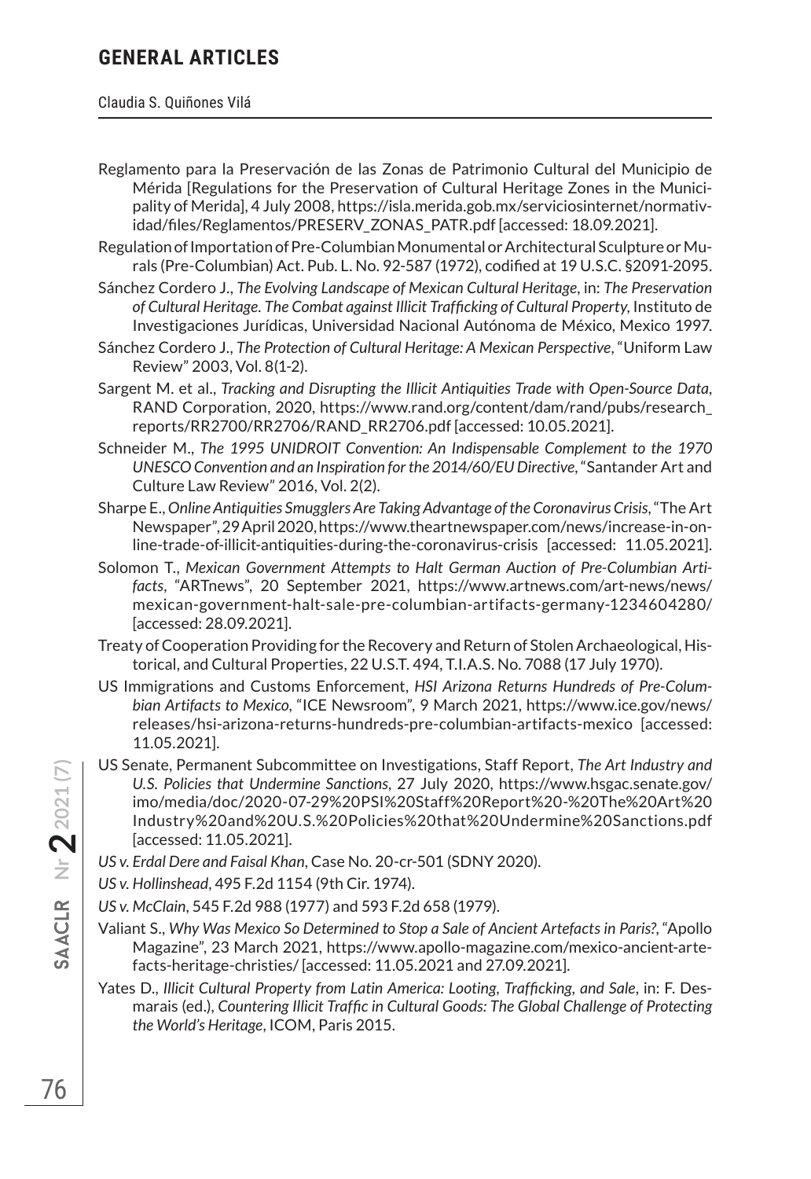Reglamento para la Preservación de las Zonas de Patrimonio Cultural del Municipio de Mérida [Regulations for the Preservation of Cultural Heritage Zones in the Municipality of Merida], 4 July 2008, https://isla.merida.gob.mx/serviciosinternet/normatividad/files/Reglamentos/PRESERV_ZONAS_PATR.pdf [accessed: 18.09.2021].

Regulation of Importation of Pre-Columbian Monumental or Architectural Sculpture or Murals (Pre-Columbian) Act. Pub. L. No. 92-587 (1972), codified at 19 U.S.C. §2091-2095.

Sánchez Cordero J., *The Evolving Landscape of Mexican Cultural Heritage*, in: *The Preservation of Cultural Heritage. The Combat against Illicit Trafficking of Cultural Property*, Instituto de Investigaciones Jurídicas, Universidad Nacional Autónoma de México, Mexico 1997.

Sánchez Cordero J., *The Protection of Cultural Heritage: A Mexican Perspective*, "Uniform Law Review" 2003, Vol. 8(1-2).

Sargent M. et al., *Tracking and Disrupting the Illicit Antiquities Trade with Open-Source Data*, RAND Corporation, 2020, https://www.rand.org/content/dam/rand/pubs/research_reports/RR2700/RR2706/RAND_RR2706.pdf [accessed: 10.05.2021].

Schneider M., *The 1995 UNIDROIT Convention: An Indispensable Complement to the 1970 UNESCO Convention and an Inspiration for the 2014/60/EU Directive*, "Santander Art and Culture Law Review" 2016, Vol. 2(2).

Sharpe E., *Online Antiquities Smugglers Are Taking Advantage of the Coronavirus Crisis*, "The Art Newspaper", 29 April 2020, https://www.theartnewspaper.com/news/increase-in-online-trade-of-illicit-antiquities-during-the-coronavirus-crisis [accessed: 11.05.2021].

Solomon T., *Mexican Government Attempts to Halt German Auction of Pre-Columbian Artifacts*, "ARTnews", 20 September 2021, https://www.artnews.com/art-news/news/mexican-government-halt-sale-pre-columbian-artifacts-germany-1234604280/ [accessed: 28.09.2021].

Treaty of Cooperation Providing for the Recovery and Return of Stolen Archaeological, Historical, and Cultural Properties, 22 U.S.T. 494, T.I.A.S. No. 7088 (17 July 1970).

US Immigrations and Customs Enforcement, *HSI Arizona Returns Hundreds of Pre-Columbian Artifacts to Mexico*, "ICE Newsroom", 9 March 2021, https://www.ice.gov/news/releases/hsi-arizona-returns-hundreds-pre-columbian-artifacts-mexico [accessed: 11.05.2021].

US Senate, Permanent Subcommittee on Investigations, Staff Report, *The Art Industry and U.S. Policies that Undermine Sanctions*, 27 July 2020, https://www.hsgac.senate.gov/imo/media/doc/2020-07-29%20PSI%20Staff%20Report%20-%20The%20Art%20Industry%20and%20U.S.%20Policies%20that%20Undermine%20Sanctions.pdf [accessed: 11.05.2021].

*US v. Erdal Dere and Faisal Khan*, Case No. 20-cr-501 (SDNY 2020).

*US v. Hollinshead*, 495 F.2d 1154 (9th Cir. 1974).

*US v. McClain*, 545 F.2d 988 (1977) and 593 F.2d 658 (1979).

Valiant S., *Why Was Mexico So Determined to Stop a Sale of Ancient Artefacts in Paris?*, "Apollo Magazine", 23 March 2021, https://www.apollo-magazine.com/mexico-ancient-artefacts-heritage-christies/ [accessed: 11.05.2021 and 27.09.2021].

Yates D., *Illicit Cultural Property from Latin America: Looting, Trafficking, and Sale*, in: F. Desmarais (ed.), *Countering Illicit Traffic in Cultural Goods: The Global Challenge of Protecting the World's Heritage*, ICOM, Paris 2015.